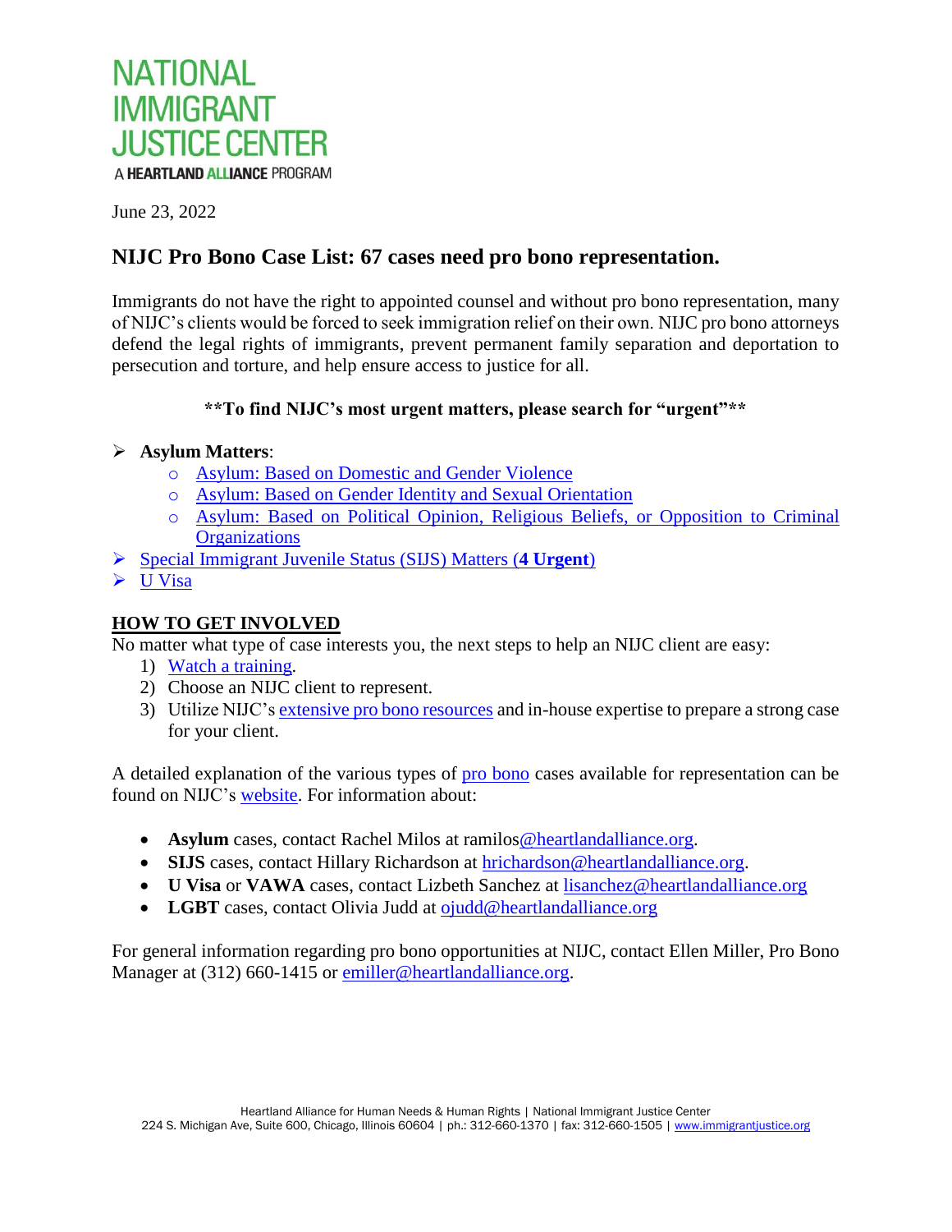NATIONAL IMMIGRANT JUSTICE CENTER
A HEARTLAND ALLIANCE PROGRAM

June 23, 2022

## NIJC Pro Bono Case List: 67 cases need pro bono representation.

Immigrants do not have the right to appointed counsel and without pro bono representation, many of NIJC's clients would be forced to seek immigration relief on their own. NIJC pro bono attorneys defend the legal rights of immigrants, prevent permanent family separation and deportation to persecution and torture, and help ensure access to justice for all.

**\*\*To find NIJC's most urgent matters, please search for "urgent"\*\***

- **Asylum Matters**:
  - Asylum: Based on Domestic and Gender Violence
  - Asylum: Based on Gender Identity and Sexual Orientation
  - Asylum: Based on Political Opinion, Religious Beliefs, or Opposition to Criminal Organizations
- Special Immigrant Juvenile Status (SIJS) Matters (**4 Urgent**)
- U Visa

### HOW TO GET INVOLVED

No matter what type of case interests you, the next steps to help an NIJC client are easy:

1) Watch a training.
2) Choose an NIJC client to represent.
3) Utilize NIJC's extensive pro bono resources and in-house expertise to prepare a strong case for your client.

A detailed explanation of the various types of pro bono cases available for representation can be found on NIJC's website. For information about:

- **Asylum** cases, contact Rachel Milos at ramilos@heartlandalliance.org.
- **SIJS** cases, contact Hillary Richardson at hrichardson@heartlandalliance.org.
- **U Visa** or **VAWA** cases, contact Lizbeth Sanchez at lisanchez@heartlandalliance.org
- **LGBT** cases, contact Olivia Judd at ojudd@heartlandalliance.org

For general information regarding pro bono opportunities at NIJC, contact Ellen Miller, Pro Bono Manager at (312) 660-1415 or emiller@heartlandalliance.org.

Heartland Alliance for Human Needs & Human Rights | National Immigrant Justice Center
224 S. Michigan Ave, Suite 600, Chicago, Illinois 60604 | ph.: 312-660-1370 | fax: 312-660-1505 | www.immigrantjustice.org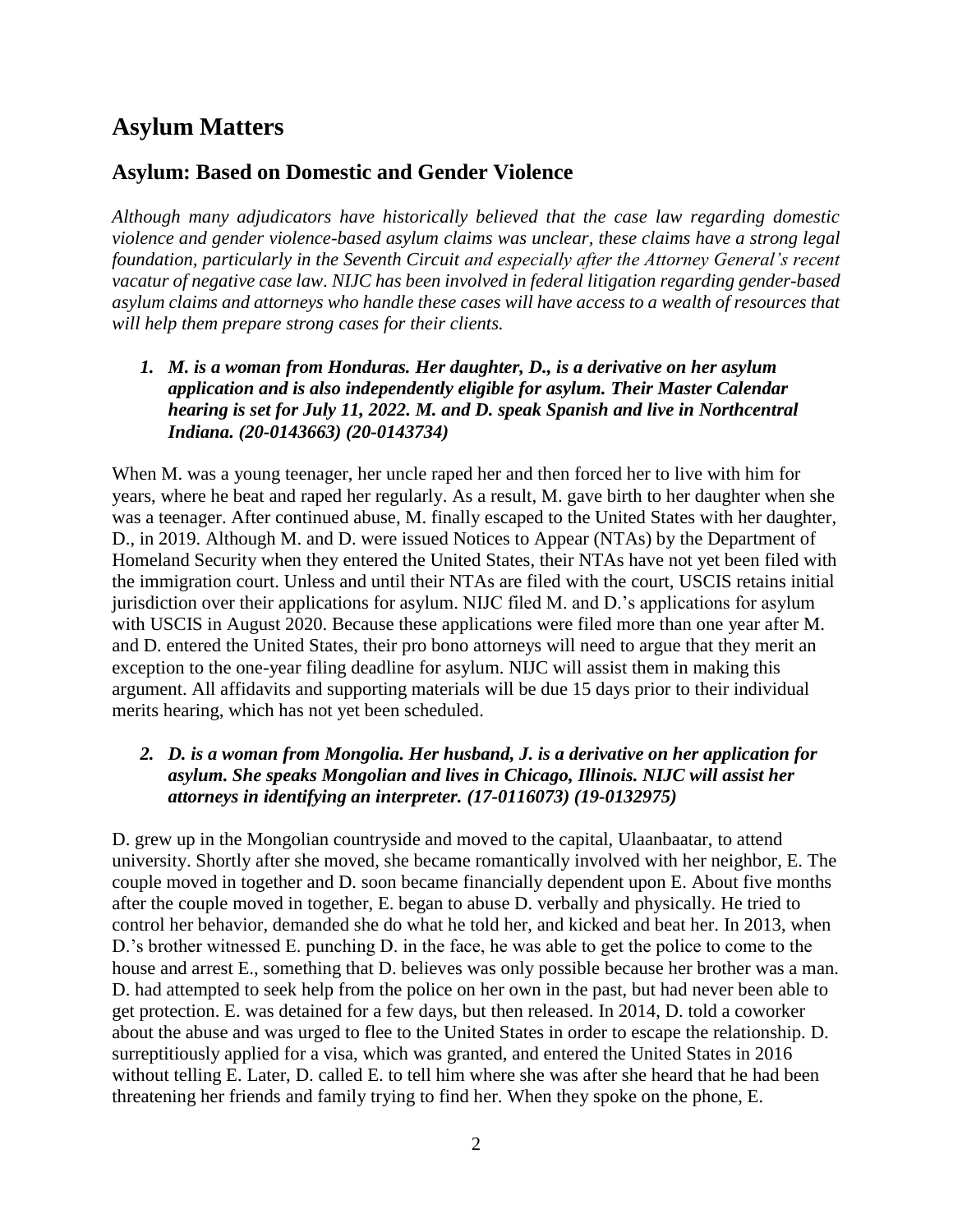# Asylum Matters

## Asylum: Based on Domestic and Gender Violence

*Although many adjudicators have historically believed that the case law regarding domestic violence and gender violence-based asylum claims was unclear, these claims have a strong legal foundation, particularly in the Seventh Circuit and especially after the Attorney General's recent vacatur of negative case law. NIJC has been involved in federal litigation regarding gender-based asylum claims and attorneys who handle these cases will have access to a wealth of resources that will help them prepare strong cases for their clients.*

1. ***M. is a woman from Honduras. Her daughter, D., is a derivative on her asylum application and is also independently eligible for asylum. Their Master Calendar hearing is set for July 11, 2022. M. and D. speak Spanish and live in Northcentral Indiana. (20-0143663) (20-0143734)***

When M. was a young teenager, her uncle raped her and then forced her to live with him for years, where he beat and raped her regularly. As a result, M. gave birth to her daughter when she was a teenager. After continued abuse, M. finally escaped to the United States with her daughter, D., in 2019. Although M. and D. were issued Notices to Appear (NTAs) by the Department of Homeland Security when they entered the United States, their NTAs have not yet been filed with the immigration court. Unless and until their NTAs are filed with the court, USCIS retains initial jurisdiction over their applications for asylum. NIJC filed M. and D.'s applications for asylum with USCIS in August 2020. Because these applications were filed more than one year after M. and D. entered the United States, their pro bono attorneys will need to argue that they merit an exception to the one-year filing deadline for asylum. NIJC will assist them in making this argument. All affidavits and supporting materials will be due 15 days prior to their individual merits hearing, which has not yet been scheduled.

2. ***D. is a woman from Mongolia. Her husband, J. is a derivative on her application for asylum. She speaks Mongolian and lives in Chicago, Illinois. NIJC will assist her attorneys in identifying an interpreter. (17-0116073) (19-0132975)***

D. grew up in the Mongolian countryside and moved to the capital, Ulaanbaatar, to attend university. Shortly after she moved, she became romantically involved with her neighbor, E. The couple moved in together and D. soon became financially dependent upon E. About five months after the couple moved in together, E. began to abuse D. verbally and physically. He tried to control her behavior, demanded she do what he told her, and kicked and beat her. In 2013, when D.'s brother witnessed E. punching D. in the face, he was able to get the police to come to the house and arrest E., something that D. believes was only possible because her brother was a man. D. had attempted to seek help from the police on her own in the past, but had never been able to get protection. E. was detained for a few days, but then released. In 2014, D. told a coworker about the abuse and was urged to flee to the United States in order to escape the relationship. D. surreptitiously applied for a visa, which was granted, and entered the United States in 2016 without telling E. Later, D. called E. to tell him where she was after she heard that he had been threatening her friends and family trying to find her. When they spoke on the phone, E.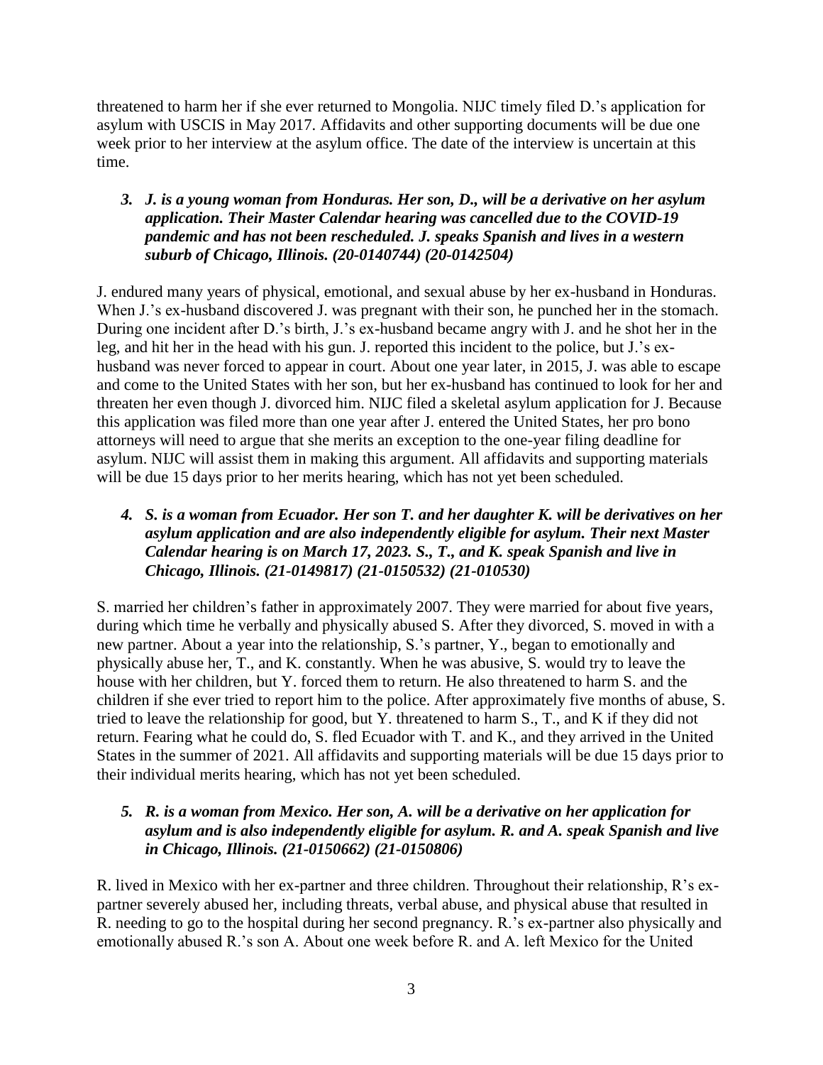threatened to harm her if she ever returned to Mongolia. NIJC timely filed D.'s application for asylum with USCIS in May 2017. Affidavits and other supporting documents will be due one week prior to her interview at the asylum office. The date of the interview is uncertain at this time.

### *3. J. is a young woman from Honduras. Her son, D., will be a derivative on her asylum application. Their Master Calendar hearing was cancelled due to the COVID-19 pandemic and has not been rescheduled. J. speaks Spanish and lives in a western suburb of Chicago, Illinois. (20-0140744) (20-0142504)*

J. endured many years of physical, emotional, and sexual abuse by her ex-husband in Honduras. When J.'s ex-husband discovered J. was pregnant with their son, he punched her in the stomach. During one incident after D.'s birth, J.'s ex-husband became angry with J. and he shot her in the leg, and hit her in the head with his gun. J. reported this incident to the police, but J.'s ex-husband was never forced to appear in court. About one year later, in 2015, J. was able to escape and come to the United States with her son, but her ex-husband has continued to look for her and threaten her even though J. divorced him. NIJC filed a skeletal asylum application for J. Because this application was filed more than one year after J. entered the United States, her pro bono attorneys will need to argue that she merits an exception to the one-year filing deadline for asylum. NIJC will assist them in making this argument. All affidavits and supporting materials will be due 15 days prior to her merits hearing, which has not yet been scheduled.

### *4. S. is a woman from Ecuador. Her son T. and her daughter K. will be derivatives on her asylum application and are also independently eligible for asylum. Their next Master Calendar hearing is on March 17, 2023. S., T., and K. speak Spanish and live in Chicago, Illinois. (21-0149817) (21-0150532) (21-010530)*

S. married her children's father in approximately 2007. They were married for about five years, during which time he verbally and physically abused S. After they divorced, S. moved in with a new partner. About a year into the relationship, S.'s partner, Y., began to emotionally and physically abuse her, T., and K. constantly. When he was abusive, S. would try to leave the house with her children, but Y. forced them to return. He also threatened to harm S. and the children if she ever tried to report him to the police. After approximately five months of abuse, S. tried to leave the relationship for good, but Y. threatened to harm S., T., and K if they did not return. Fearing what he could do, S. fled Ecuador with T. and K., and they arrived in the United States in the summer of 2021. All affidavits and supporting materials will be due 15 days prior to their individual merits hearing, which has not yet been scheduled.

### *5. R. is a woman from Mexico. Her son, A. will be a derivative on her application for asylum and is also independently eligible for asylum. R. and A. speak Spanish and live in Chicago, Illinois. (21-0150662) (21-0150806)*

R. lived in Mexico with her ex-partner and three children. Throughout their relationship, R's ex-partner severely abused her, including threats, verbal abuse, and physical abuse that resulted in R. needing to go to the hospital during her second pregnancy. R.'s ex-partner also physically and emotionally abused R.'s son A. About one week before R. and A. left Mexico for the United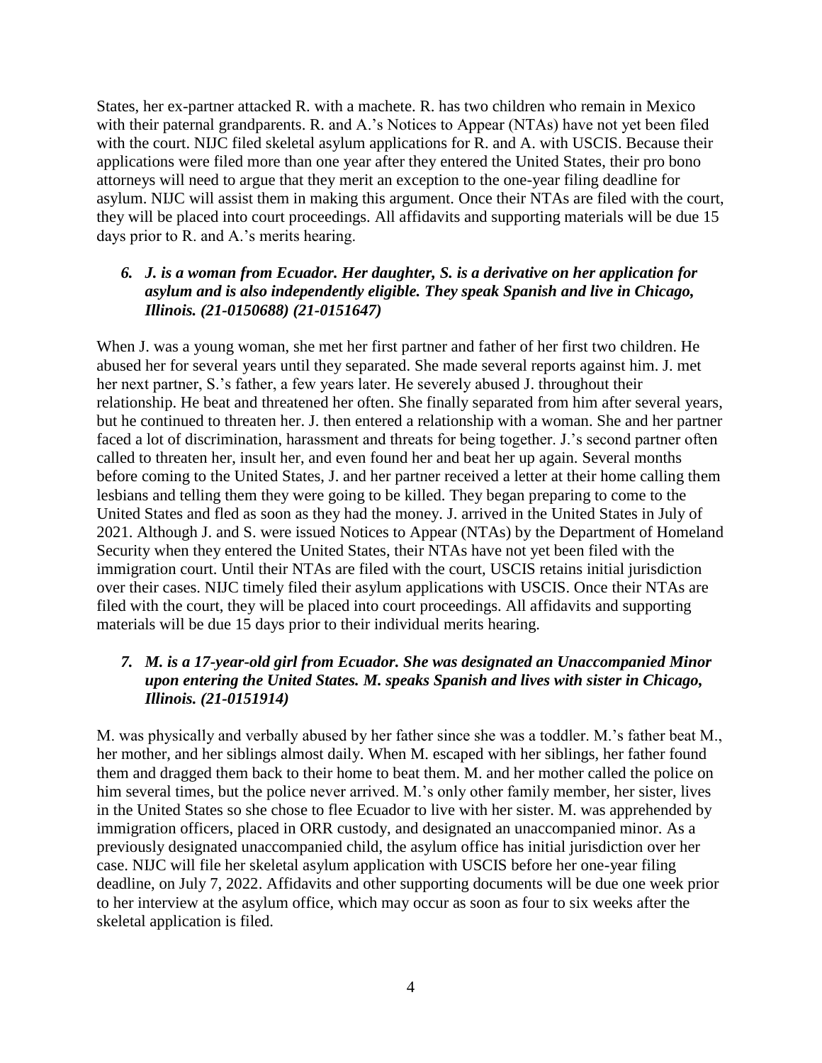States, her ex-partner attacked R. with a machete. R. has two children who remain in Mexico with their paternal grandparents. R. and A.'s Notices to Appear (NTAs) have not yet been filed with the court. NIJC filed skeletal asylum applications for R. and A. with USCIS. Because their applications were filed more than one year after they entered the United States, their pro bono attorneys will need to argue that they merit an exception to the one-year filing deadline for asylum. NIJC will assist them in making this argument. Once their NTAs are filed with the court, they will be placed into court proceedings. All affidavits and supporting materials will be due 15 days prior to R. and A.'s merits hearing.

### *6. J. is a woman from Ecuador. Her daughter, S. is a derivative on her application for asylum and is also independently eligible. They speak Spanish and live in Chicago, Illinois. (21-0150688) (21-0151647)*

When J. was a young woman, she met her first partner and father of her first two children. He abused her for several years until they separated. She made several reports against him. J. met her next partner, S.'s father, a few years later. He severely abused J. throughout their relationship. He beat and threatened her often. She finally separated from him after several years, but he continued to threaten her. J. then entered a relationship with a woman. She and her partner faced a lot of discrimination, harassment and threats for being together. J.'s second partner often called to threaten her, insult her, and even found her and beat her up again. Several months before coming to the United States, J. and her partner received a letter at their home calling them lesbians and telling them they were going to be killed. They began preparing to come to the United States and fled as soon as they had the money. J. arrived in the United States in July of 2021. Although J. and S. were issued Notices to Appear (NTAs) by the Department of Homeland Security when they entered the United States, their NTAs have not yet been filed with the immigration court. Until their NTAs are filed with the court, USCIS retains initial jurisdiction over their cases. NIJC timely filed their asylum applications with USCIS. Once their NTAs are filed with the court, they will be placed into court proceedings. All affidavits and supporting materials will be due 15 days prior to their individual merits hearing.

### *7. M. is a 17-year-old girl from Ecuador. She was designated an Unaccompanied Minor upon entering the United States. M. speaks Spanish and lives with sister in Chicago, Illinois. (21-0151914)*

M. was physically and verbally abused by her father since she was a toddler. M.'s father beat M., her mother, and her siblings almost daily. When M. escaped with her siblings, her father found them and dragged them back to their home to beat them. M. and her mother called the police on him several times, but the police never arrived. M.'s only other family member, her sister, lives in the United States so she chose to flee Ecuador to live with her sister. M. was apprehended by immigration officers, placed in ORR custody, and designated an unaccompanied minor. As a previously designated unaccompanied child, the asylum office has initial jurisdiction over her case. NIJC will file her skeletal asylum application with USCIS before her one-year filing deadline, on July 7, 2022. Affidavits and other supporting documents will be due one week prior to her interview at the asylum office, which may occur as soon as four to six weeks after the skeletal application is filed.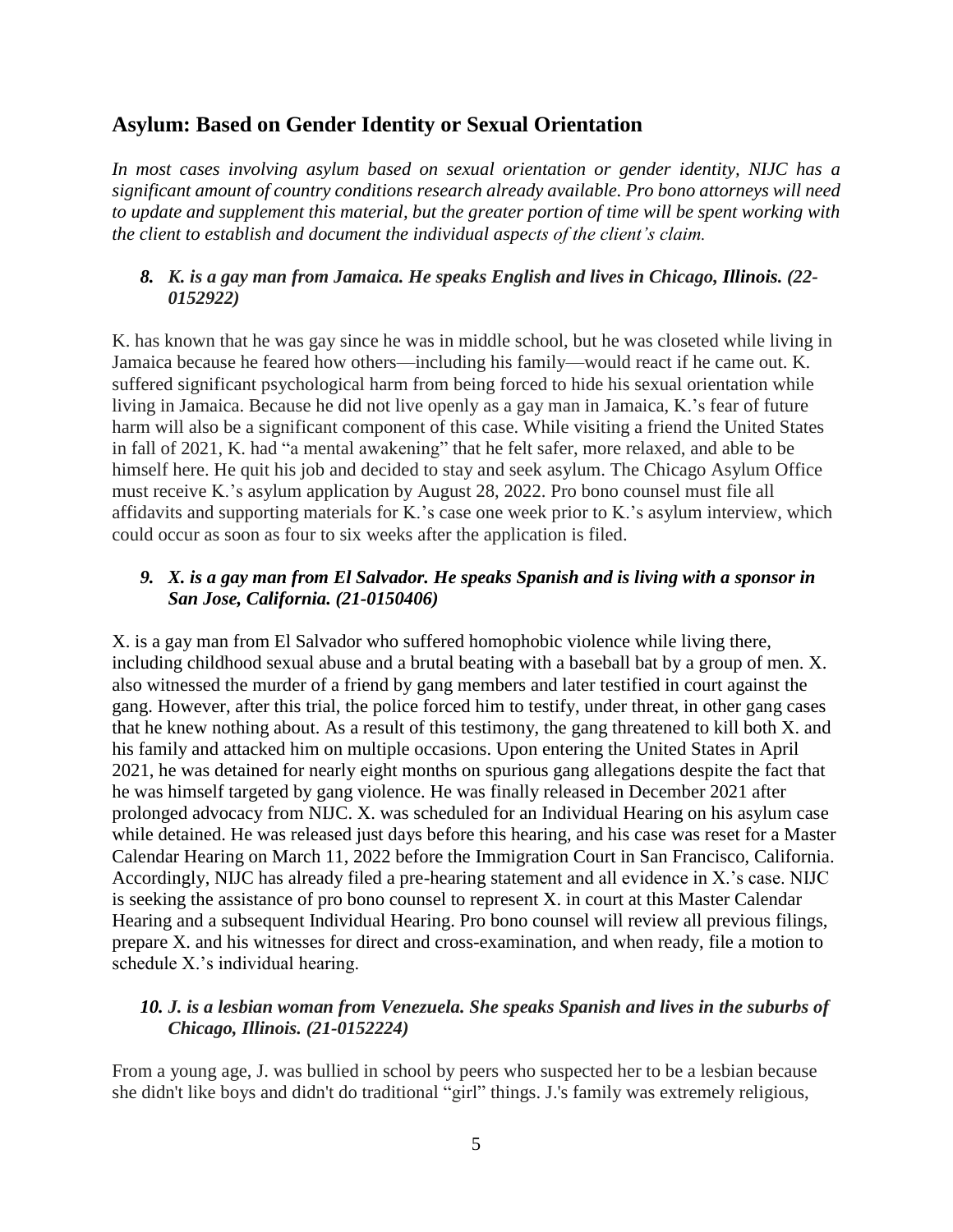## Asylum: Based on Gender Identity or Sexual Orientation

*In most cases involving asylum based on sexual orientation or gender identity, NIJC has a significant amount of country conditions research already available. Pro bono attorneys will need to update and supplement this material, but the greater portion of time will be spent working with the client to establish and document the individual aspects of the client's claim.*

### *8. K. is a gay man from Jamaica. He speaks English and lives in Chicago, Illinois. (22-0152922)*

K. has known that he was gay since he was in middle school, but he was closeted while living in Jamaica because he feared how others—including his family—would react if he came out. K. suffered significant psychological harm from being forced to hide his sexual orientation while living in Jamaica. Because he did not live openly as a gay man in Jamaica, K.'s fear of future harm will also be a significant component of this case. While visiting a friend the United States in fall of 2021, K. had "a mental awakening" that he felt safer, more relaxed, and able to be himself here. He quit his job and decided to stay and seek asylum. The Chicago Asylum Office must receive K.'s asylum application by August 28, 2022. Pro bono counsel must file all affidavits and supporting materials for K.'s case one week prior to K.'s asylum interview, which could occur as soon as four to six weeks after the application is filed.

### *9. X. is a gay man from El Salvador. He speaks Spanish and is living with a sponsor in San Jose, California. (21-0150406)*

X. is a gay man from El Salvador who suffered homophobic violence while living there, including childhood sexual abuse and a brutal beating with a baseball bat by a group of men. X. also witnessed the murder of a friend by gang members and later testified in court against the gang. However, after this trial, the police forced him to testify, under threat, in other gang cases that he knew nothing about. As a result of this testimony, the gang threatened to kill both X. and his family and attacked him on multiple occasions. Upon entering the United States in April 2021, he was detained for nearly eight months on spurious gang allegations despite the fact that he was himself targeted by gang violence. He was finally released in December 2021 after prolonged advocacy from NIJC. X. was scheduled for an Individual Hearing on his asylum case while detained. He was released just days before this hearing, and his case was reset for a Master Calendar Hearing on March 11, 2022 before the Immigration Court in San Francisco, California. Accordingly, NIJC has already filed a pre-hearing statement and all evidence in X.'s case. NIJC is seeking the assistance of pro bono counsel to represent X. in court at this Master Calendar Hearing and a subsequent Individual Hearing. Pro bono counsel will review all previous filings, prepare X. and his witnesses for direct and cross-examination, and when ready, file a motion to schedule X.'s individual hearing.

### *10. J. is a lesbian woman from Venezuela. She speaks Spanish and lives in the suburbs of Chicago, Illinois. (21-0152224)*

From a young age, J. was bullied in school by peers who suspected her to be a lesbian because she didn't like boys and didn't do traditional "girl" things. J.'s family was extremely religious,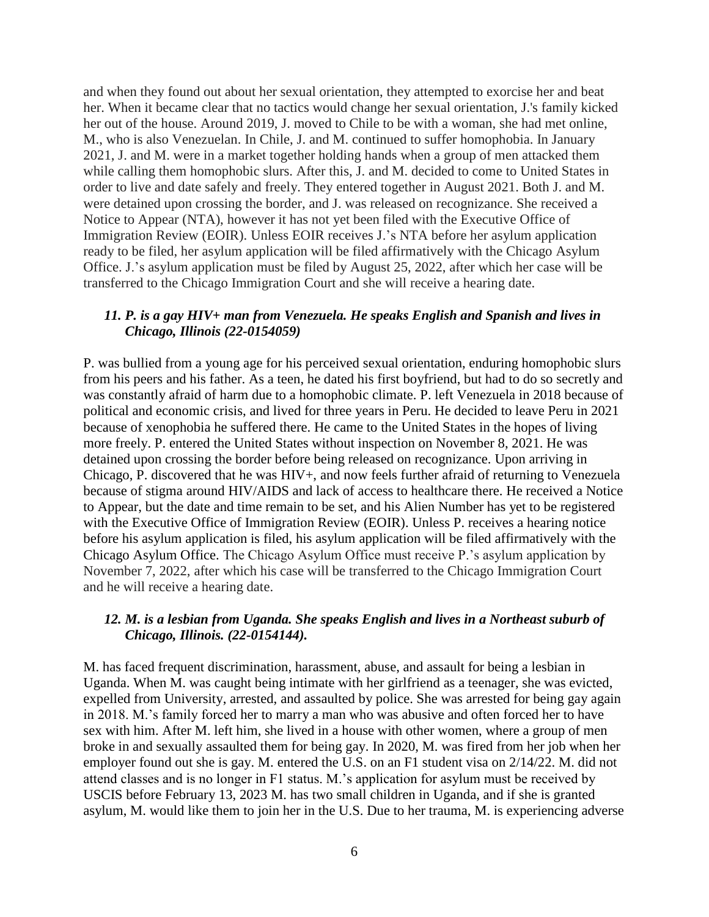and when they found out about her sexual orientation, they attempted to exorcise her and beat her. When it became clear that no tactics would change her sexual orientation, J.'s family kicked her out of the house. Around 2019, J. moved to Chile to be with a woman, she had met online, M., who is also Venezuelan. In Chile, J. and M. continued to suffer homophobia. In January 2021, J. and M. were in a market together holding hands when a group of men attacked them while calling them homophobic slurs. After this, J. and M. decided to come to United States in order to live and date safely and freely. They entered together in August 2021. Both J. and M. were detained upon crossing the border, and J. was released on recognizance. She received a Notice to Appear (NTA), however it has not yet been filed with the Executive Office of Immigration Review (EOIR). Unless EOIR receives J.'s NTA before her asylum application ready to be filed, her asylum application will be filed affirmatively with the Chicago Asylum Office. J.'s asylum application must be filed by August 25, 2022, after which her case will be transferred to the Chicago Immigration Court and she will receive a hearing date.

### *11. P. is a gay HIV+ man from Venezuela. He speaks English and Spanish and lives in Chicago, Illinois (22-0154059)*

P. was bullied from a young age for his perceived sexual orientation, enduring homophobic slurs from his peers and his father. As a teen, he dated his first boyfriend, but had to do so secretly and was constantly afraid of harm due to a homophobic climate. P. left Venezuela in 2018 because of political and economic crisis, and lived for three years in Peru. He decided to leave Peru in 2021 because of xenophobia he suffered there. He came to the United States in the hopes of living more freely. P. entered the United States without inspection on November 8, 2021. He was detained upon crossing the border before being released on recognizance. Upon arriving in Chicago, P. discovered that he was HIV+, and now feels further afraid of returning to Venezuela because of stigma around HIV/AIDS and lack of access to healthcare there. He received a Notice to Appear, but the date and time remain to be set, and his Alien Number has yet to be registered with the Executive Office of Immigration Review (EOIR). Unless P. receives a hearing notice before his asylum application is filed, his asylum application will be filed affirmatively with the Chicago Asylum Office. The Chicago Asylum Office must receive P.'s asylum application by November 7, 2022, after which his case will be transferred to the Chicago Immigration Court and he will receive a hearing date.

### *12. M. is a lesbian from Uganda. She speaks English and lives in a Northeast suburb of Chicago, Illinois. (22-0154144).*

M. has faced frequent discrimination, harassment, abuse, and assault for being a lesbian in Uganda. When M. was caught being intimate with her girlfriend as a teenager, she was evicted, expelled from University, arrested, and assaulted by police. She was arrested for being gay again in 2018. M.'s family forced her to marry a man who was abusive and often forced her to have sex with him. After M. left him, she lived in a house with other women, where a group of men broke in and sexually assaulted them for being gay. In 2020, M. was fired from her job when her employer found out she is gay. M. entered the U.S. on an F1 student visa on 2/14/22. M. did not attend classes and is no longer in F1 status. M.'s application for asylum must be received by USCIS before February 13, 2023 M. has two small children in Uganda, and if she is granted asylum, M. would like them to join her in the U.S. Due to her trauma, M. is experiencing adverse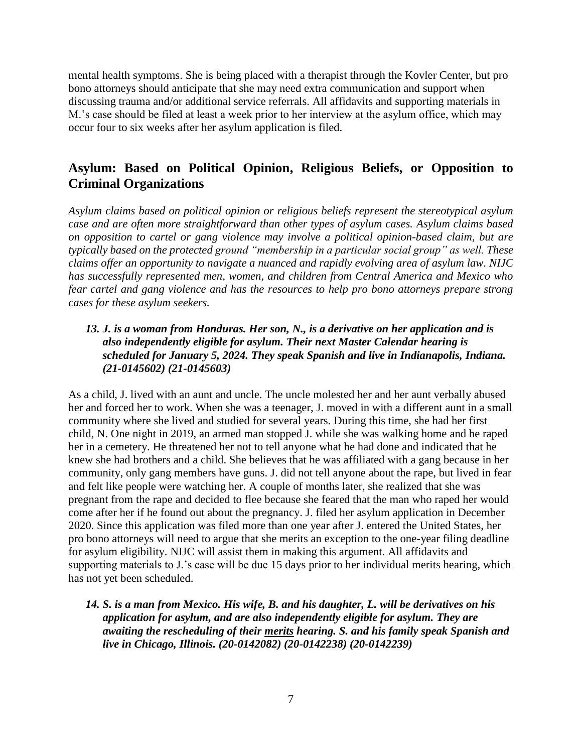mental health symptoms. She is being placed with a therapist through the Kovler Center, but pro bono attorneys should anticipate that she may need extra communication and support when discussing trauma and/or additional service referrals. All affidavits and supporting materials in M.'s case should be filed at least a week prior to her interview at the asylum office, which may occur four to six weeks after her asylum application is filed.

## Asylum: Based on Political Opinion, Religious Beliefs, or Opposition to Criminal Organizations

*Asylum claims based on political opinion or religious beliefs represent the stereotypical asylum case and are often more straightforward than other types of asylum cases. Asylum claims based on opposition to cartel or gang violence may involve a political opinion-based claim, but are typically based on the protected ground "membership in a particular social group" as well. These claims offer an opportunity to navigate a nuanced and rapidly evolving area of asylum law. NIJC has successfully represented men, women, and children from Central America and Mexico who fear cartel and gang violence and has the resources to help pro bono attorneys prepare strong cases for these asylum seekers.*

***13. J. is a woman from Honduras. Her son, N., is a derivative on her application and is also independently eligible for asylum. Their next Master Calendar hearing is scheduled for January 5, 2024. They speak Spanish and live in Indianapolis, Indiana. (21-0145602) (21-0145603)***

As a child, J. lived with an aunt and uncle. The uncle molested her and her aunt verbally abused her and forced her to work. When she was a teenager, J. moved in with a different aunt in a small community where she lived and studied for several years. During this time, she had her first child, N. One night in 2019, an armed man stopped J. while she was walking home and he raped her in a cemetery. He threatened her not to tell anyone what he had done and indicated that he knew she had brothers and a child. She believes that he was affiliated with a gang because in her community, only gang members have guns. J. did not tell anyone about the rape, but lived in fear and felt like people were watching her. A couple of months later, she realized that she was pregnant from the rape and decided to flee because she feared that the man who raped her would come after her if he found out about the pregnancy. J. filed her asylum application in December 2020. Since this application was filed more than one year after J. entered the United States, her pro bono attorneys will need to argue that she merits an exception to the one-year filing deadline for asylum eligibility. NIJC will assist them in making this argument. All affidavits and supporting materials to J.'s case will be due 15 days prior to her individual merits hearing, which has not yet been scheduled.

***14. S. is a man from Mexico. His wife, B. and his daughter, L. will be derivatives on his application for asylum, and are also independently eligible for asylum. They are awaiting the rescheduling of their <u>merits</u> hearing. S. and his family speak Spanish and live in Chicago, Illinois. (20-0142082) (20-0142238) (20-0142239)***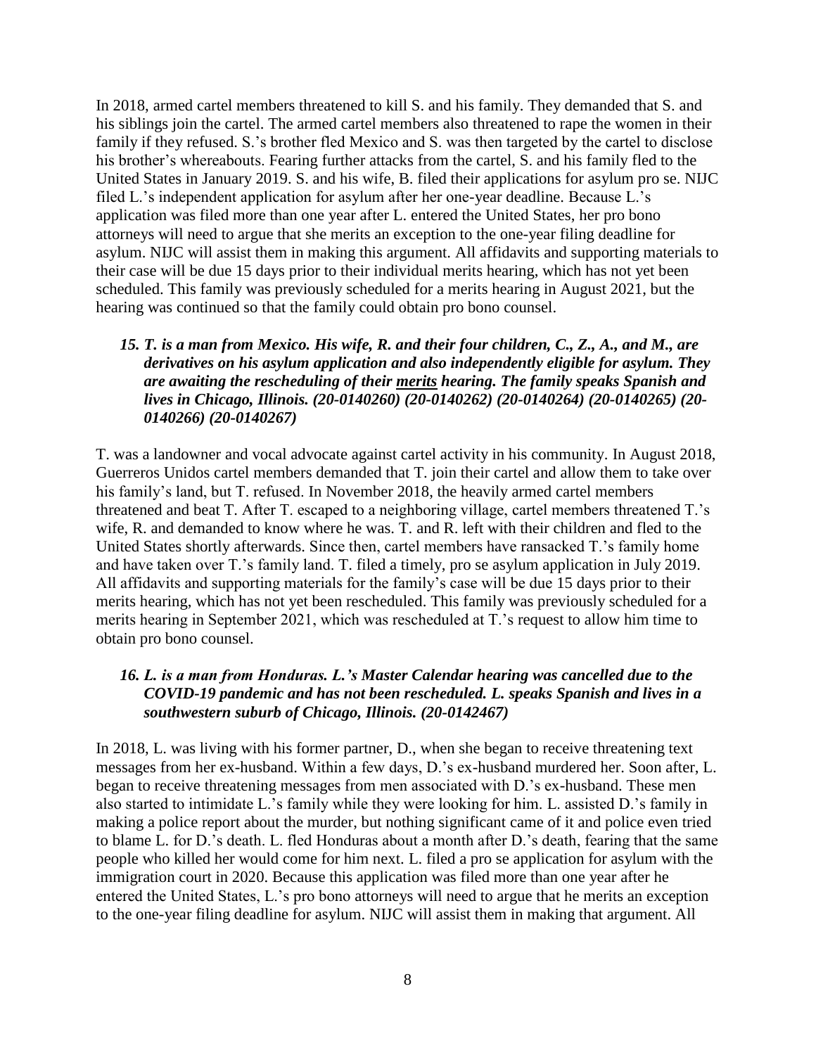In 2018, armed cartel members threatened to kill S. and his family. They demanded that S. and his siblings join the cartel. The armed cartel members also threatened to rape the women in their family if they refused. S.'s brother fled Mexico and S. was then targeted by the cartel to disclose his brother's whereabouts. Fearing further attacks from the cartel, S. and his family fled to the United States in January 2019. S. and his wife, B. filed their applications for asylum pro se. NIJC filed L.'s independent application for asylum after her one-year deadline. Because L.'s application was filed more than one year after L. entered the United States, her pro bono attorneys will need to argue that she merits an exception to the one-year filing deadline for asylum. NIJC will assist them in making this argument. All affidavits and supporting materials to their case will be due 15 days prior to their individual merits hearing, which has not yet been scheduled. This family was previously scheduled for a merits hearing in August 2021, but the hearing was continued so that the family could obtain pro bono counsel.

### *15. T. is a man from Mexico. His wife, R. and their four children, C., Z., A., and M., are derivatives on his asylum application and also independently eligible for asylum. They are awaiting the rescheduling of their merits hearing. The family speaks Spanish and lives in Chicago, Illinois. (20-0140260) (20-0140262) (20-0140264) (20-0140265) (20-0140266) (20-0140267)*

T. was a landowner and vocal advocate against cartel activity in his community. In August 2018, Guerreros Unidos cartel members demanded that T. join their cartel and allow them to take over his family's land, but T. refused. In November 2018, the heavily armed cartel members threatened and beat T. After T. escaped to a neighboring village, cartel members threatened T.'s wife, R. and demanded to know where he was. T. and R. left with their children and fled to the United States shortly afterwards. Since then, cartel members have ransacked T.'s family home and have taken over T.'s family land. T. filed a timely, pro se asylum application in July 2019. All affidavits and supporting materials for the family's case will be due 15 days prior to their merits hearing, which has not yet been rescheduled. This family was previously scheduled for a merits hearing in September 2021, which was rescheduled at T.'s request to allow him time to obtain pro bono counsel.

### *16. L. is a man from Honduras. L.'s Master Calendar hearing was cancelled due to the COVID-19 pandemic and has not been rescheduled. L. speaks Spanish and lives in a southwestern suburb of Chicago, Illinois. (20-0142467)*

In 2018, L. was living with his former partner, D., when she began to receive threatening text messages from her ex-husband. Within a few days, D.'s ex-husband murdered her. Soon after, L. began to receive threatening messages from men associated with D.'s ex-husband. These men also started to intimidate L.'s family while they were looking for him. L. assisted D.'s family in making a police report about the murder, but nothing significant came of it and police even tried to blame L. for D.'s death. L. fled Honduras about a month after D.'s death, fearing that the same people who killed her would come for him next. L. filed a pro se application for asylum with the immigration court in 2020. Because this application was filed more than one year after he entered the United States, L.'s pro bono attorneys will need to argue that he merits an exception to the one-year filing deadline for asylum. NIJC will assist them in making that argument. All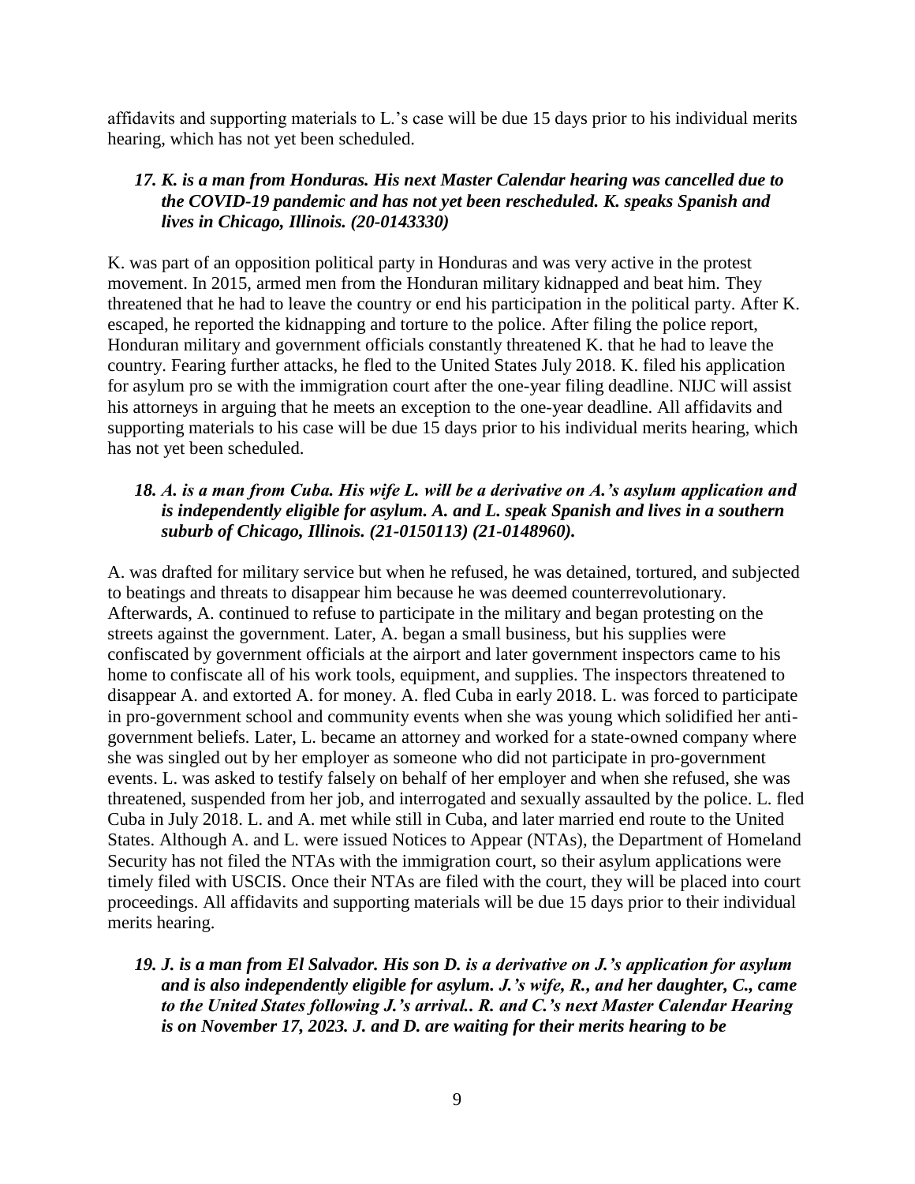affidavits and supporting materials to L.'s case will be due 15 days prior to his individual merits hearing, which has not yet been scheduled.

### *17. K. is a man from Honduras. His next Master Calendar hearing was cancelled due to the COVID-19 pandemic and has not yet been rescheduled. K. speaks Spanish and lives in Chicago, Illinois. (20-0143330)*

K. was part of an opposition political party in Honduras and was very active in the protest movement. In 2015, armed men from the Honduran military kidnapped and beat him. They threatened that he had to leave the country or end his participation in the political party. After K. escaped, he reported the kidnapping and torture to the police. After filing the police report, Honduran military and government officials constantly threatened K. that he had to leave the country. Fearing further attacks, he fled to the United States July 2018. K. filed his application for asylum pro se with the immigration court after the one-year filing deadline. NIJC will assist his attorneys in arguing that he meets an exception to the one-year deadline. All affidavits and supporting materials to his case will be due 15 days prior to his individual merits hearing, which has not yet been scheduled.

### *18. A. is a man from Cuba. His wife L. will be a derivative on A.'s asylum application and is independently eligible for asylum. A. and L. speak Spanish and lives in a southern suburb of Chicago, Illinois. (21-0150113) (21-0148960).*

A. was drafted for military service but when he refused, he was detained, tortured, and subjected to beatings and threats to disappear him because he was deemed counterrevolutionary. Afterwards, A. continued to refuse to participate in the military and began protesting on the streets against the government. Later, A. began a small business, but his supplies were confiscated by government officials at the airport and later government inspectors came to his home to confiscate all of his work tools, equipment, and supplies. The inspectors threatened to disappear A. and extorted A. for money. A. fled Cuba in early 2018. L. was forced to participate in pro-government school and community events when she was young which solidified her anti-government beliefs. Later, L. became an attorney and worked for a state-owned company where she was singled out by her employer as someone who did not participate in pro-government events. L. was asked to testify falsely on behalf of her employer and when she refused, she was threatened, suspended from her job, and interrogated and sexually assaulted by the police. L. fled Cuba in July 2018. L. and A. met while still in Cuba, and later married end route to the United States. Although A. and L. were issued Notices to Appear (NTAs), the Department of Homeland Security has not filed the NTAs with the immigration court, so their asylum applications were timely filed with USCIS. Once their NTAs are filed with the court, they will be placed into court proceedings. All affidavits and supporting materials will be due 15 days prior to their individual merits hearing.

### *19. J. is a man from El Salvador. His son D. is a derivative on J.'s application for asylum and is also independently eligible for asylum. J.'s wife, R., and her daughter, C., came to the United States following J.'s arrival.. R. and C.'s next Master Calendar Hearing is on November 17, 2023. J. and D. are waiting for their merits hearing to be*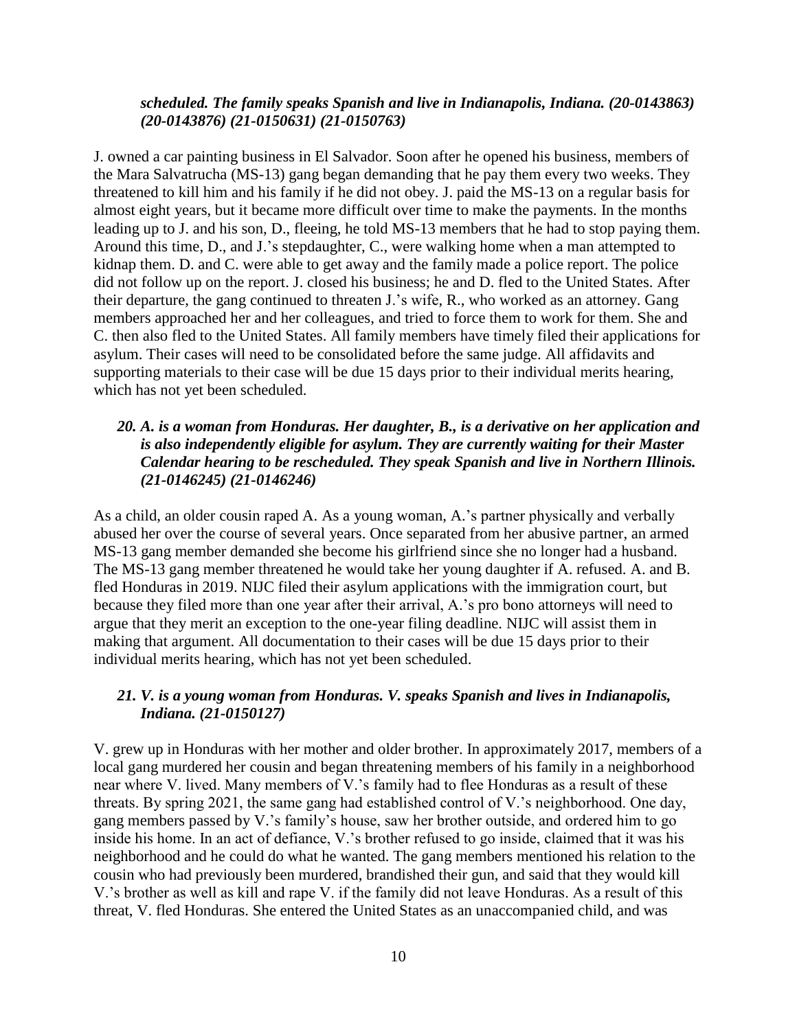***scheduled. The family speaks Spanish and live in Indianapolis, Indiana. (20-0143863) (20-0143876) (21-0150631) (21-0150763)***

J. owned a car painting business in El Salvador. Soon after he opened his business, members of the Mara Salvatrucha (MS-13) gang began demanding that he pay them every two weeks. They threatened to kill him and his family if he did not obey. J. paid the MS-13 on a regular basis for almost eight years, but it became more difficult over time to make the payments. In the months leading up to J. and his son, D., fleeing, he told MS-13 members that he had to stop paying them. Around this time, D., and J.'s stepdaughter, C., were walking home when a man attempted to kidnap them. D. and C. were able to get away and the family made a police report. The police did not follow up on the report. J. closed his business; he and D. fled to the United States. After their departure, the gang continued to threaten J.'s wife, R., who worked as an attorney. Gang members approached her and her colleagues, and tried to force them to work for them. She and C. then also fled to the United States. All family members have timely filed their applications for asylum. Their cases will need to be consolidated before the same judge. All affidavits and supporting materials to their case will be due 15 days prior to their individual merits hearing, which has not yet been scheduled.

### *20. A. is a woman from Honduras. Her daughter, B., is a derivative on her application and is also independently eligible for asylum. They are currently waiting for their Master Calendar hearing to be rescheduled. They speak Spanish and live in Northern Illinois. (21-0146245) (21-0146246)*

As a child, an older cousin raped A. As a young woman, A.'s partner physically and verbally abused her over the course of several years. Once separated from her abusive partner, an armed MS-13 gang member demanded she become his girlfriend since she no longer had a husband. The MS-13 gang member threatened he would take her young daughter if A. refused. A. and B. fled Honduras in 2019. NIJC filed their asylum applications with the immigration court, but because they filed more than one year after their arrival, A.'s pro bono attorneys will need to argue that they merit an exception to the one-year filing deadline. NIJC will assist them in making that argument. All documentation to their cases will be due 15 days prior to their individual merits hearing, which has not yet been scheduled.

### *21. V. is a young woman from Honduras. V. speaks Spanish and lives in Indianapolis, Indiana. (21-0150127)*

V. grew up in Honduras with her mother and older brother. In approximately 2017, members of a local gang murdered her cousin and began threatening members of his family in a neighborhood near where V. lived. Many members of V.'s family had to flee Honduras as a result of these threats. By spring 2021, the same gang had established control of V.'s neighborhood. One day, gang members passed by V.'s family's house, saw her brother outside, and ordered him to go inside his home. In an act of defiance, V.'s brother refused to go inside, claimed that it was his neighborhood and he could do what he wanted. The gang members mentioned his relation to the cousin who had previously been murdered, brandished their gun, and said that they would kill V.'s brother as well as kill and rape V. if the family did not leave Honduras. As a result of this threat, V. fled Honduras. She entered the United States as an unaccompanied child, and was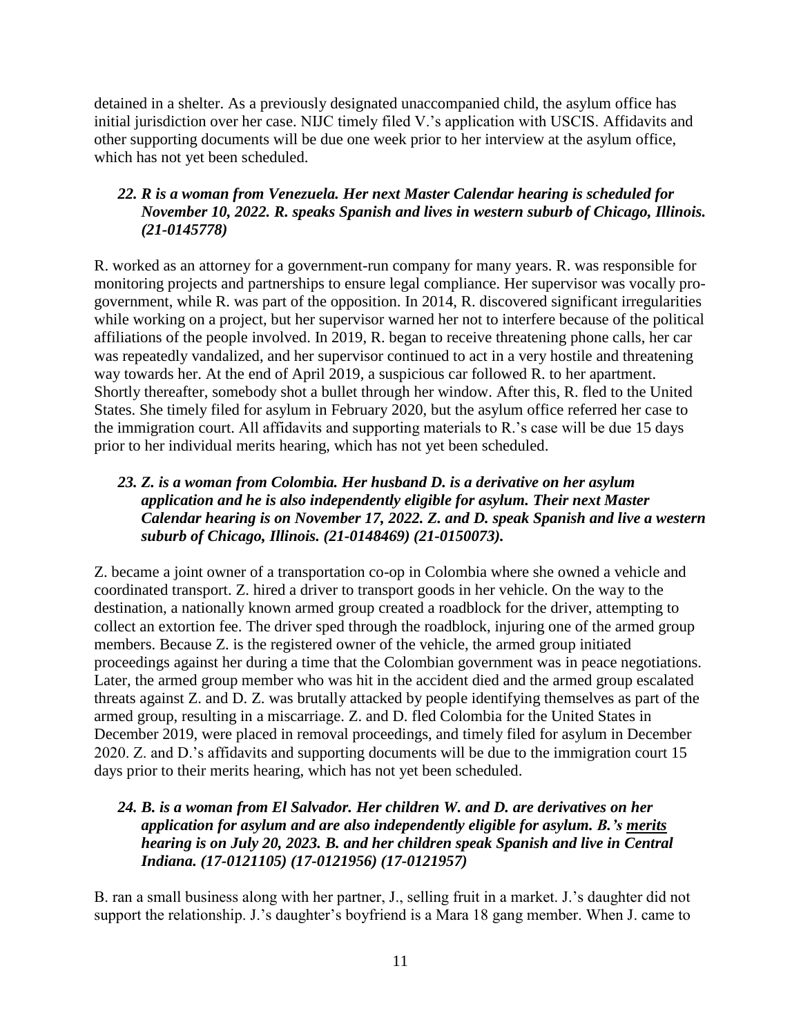detained in a shelter. As a previously designated unaccompanied child, the asylum office has initial jurisdiction over her case. NIJC timely filed V.'s application with USCIS. Affidavits and other supporting documents will be due one week prior to her interview at the asylum office, which has not yet been scheduled.

### *22. R is a woman from Venezuela. Her next Master Calendar hearing is scheduled for November 10, 2022. R. speaks Spanish and lives in western suburb of Chicago, Illinois. (21-0145778)*

R. worked as an attorney for a government-run company for many years. R. was responsible for monitoring projects and partnerships to ensure legal compliance. Her supervisor was vocally pro-government, while R. was part of the opposition. In 2014, R. discovered significant irregularities while working on a project, but her supervisor warned her not to interfere because of the political affiliations of the people involved. In 2019, R. began to receive threatening phone calls, her car was repeatedly vandalized, and her supervisor continued to act in a very hostile and threatening way towards her. At the end of April 2019, a suspicious car followed R. to her apartment. Shortly thereafter, somebody shot a bullet through her window. After this, R. fled to the United States. She timely filed for asylum in February 2020, but the asylum office referred her case to the immigration court. All affidavits and supporting materials to R.'s case will be due 15 days prior to her individual merits hearing, which has not yet been scheduled.

### *23. Z. is a woman from Colombia. Her husband D. is a derivative on her asylum application and he is also independently eligible for asylum. Their next Master Calendar hearing is on November 17, 2022. Z. and D. speak Spanish and live a western suburb of Chicago, Illinois. (21-0148469) (21-0150073).*

Z. became a joint owner of a transportation co-op in Colombia where she owned a vehicle and coordinated transport. Z. hired a driver to transport goods in her vehicle. On the way to the destination, a nationally known armed group created a roadblock for the driver, attempting to collect an extortion fee. The driver sped through the roadblock, injuring one of the armed group members. Because Z. is the registered owner of the vehicle, the armed group initiated proceedings against her during a time that the Colombian government was in peace negotiations. Later, the armed group member who was hit in the accident died and the armed group escalated threats against Z. and D. Z. was brutally attacked by people identifying themselves as part of the armed group, resulting in a miscarriage. Z. and D. fled Colombia for the United States in December 2019, were placed in removal proceedings, and timely filed for asylum in December 2020. Z. and D.'s affidavits and supporting documents will be due to the immigration court 15 days prior to their merits hearing, which has not yet been scheduled.

### *24. B. is a woman from El Salvador. Her children W. and D. are derivatives on her application for asylum and are also independently eligible for asylum. B.'s <u>merits</u> hearing is on July 20, 2023. B. and her children speak Spanish and live in Central Indiana. (17-0121105) (17-0121956) (17-0121957)*

B. ran a small business along with her partner, J., selling fruit in a market. J.'s daughter did not support the relationship. J.'s daughter's boyfriend is a Mara 18 gang member. When J. came to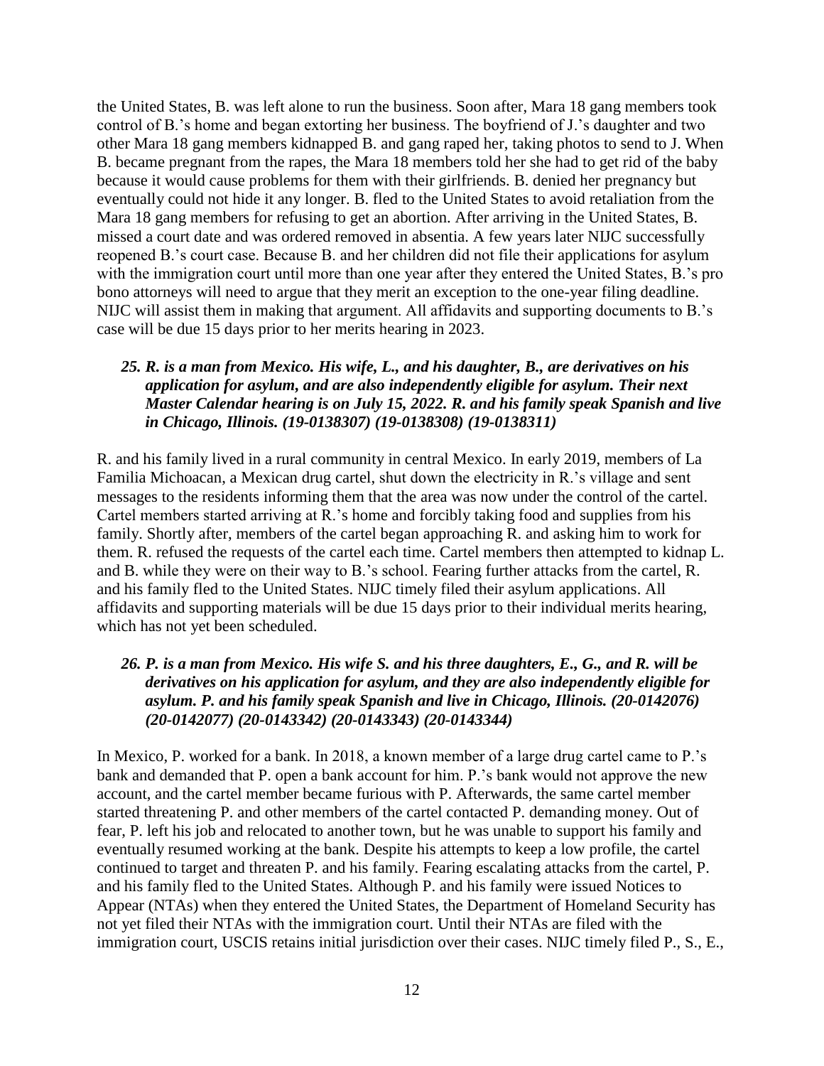the United States, B. was left alone to run the business. Soon after, Mara 18 gang members took control of B.'s home and began extorting her business. The boyfriend of J.'s daughter and two other Mara 18 gang members kidnapped B. and gang raped her, taking photos to send to J. When B. became pregnant from the rapes, the Mara 18 members told her she had to get rid of the baby because it would cause problems for them with their girlfriends. B. denied her pregnancy but eventually could not hide it any longer. B. fled to the United States to avoid retaliation from the Mara 18 gang members for refusing to get an abortion. After arriving in the United States, B. missed a court date and was ordered removed in absentia. A few years later NIJC successfully reopened B.'s court case. Because B. and her children did not file their applications for asylum with the immigration court until more than one year after they entered the United States, B.'s pro bono attorneys will need to argue that they merit an exception to the one-year filing deadline. NIJC will assist them in making that argument. All affidavits and supporting documents to B.'s case will be due 15 days prior to her merits hearing in 2023.

### *25. R. is a man from Mexico. His wife, L., and his daughter, B., are derivatives on his application for asylum, and are also independently eligible for asylum. Their next Master Calendar hearing is on July 15, 2022. R. and his family speak Spanish and live in Chicago, Illinois. (19-0138307) (19-0138308) (19-0138311)*

R. and his family lived in a rural community in central Mexico. In early 2019, members of La Familia Michoacan, a Mexican drug cartel, shut down the electricity in R.'s village and sent messages to the residents informing them that the area was now under the control of the cartel. Cartel members started arriving at R.'s home and forcibly taking food and supplies from his family. Shortly after, members of the cartel began approaching R. and asking him to work for them. R. refused the requests of the cartel each time. Cartel members then attempted to kidnap L. and B. while they were on their way to B.'s school. Fearing further attacks from the cartel, R. and his family fled to the United States. NIJC timely filed their asylum applications. All affidavits and supporting materials will be due 15 days prior to their individual merits hearing, which has not yet been scheduled.

### *26. P. is a man from Mexico. His wife S. and his three daughters, E., G., and R. will be derivatives on his application for asylum, and they are also independently eligible for asylum. P. and his family speak Spanish and live in Chicago, Illinois. (20-0142076) (20-0142077) (20-0143342) (20-0143343) (20-0143344)*

In Mexico, P. worked for a bank. In 2018, a known member of a large drug cartel came to P.'s bank and demanded that P. open a bank account for him. P.'s bank would not approve the new account, and the cartel member became furious with P. Afterwards, the same cartel member started threatening P. and other members of the cartel contacted P. demanding money. Out of fear, P. left his job and relocated to another town, but he was unable to support his family and eventually resumed working at the bank. Despite his attempts to keep a low profile, the cartel continued to target and threaten P. and his family. Fearing escalating attacks from the cartel, P. and his family fled to the United States. Although P. and his family were issued Notices to Appear (NTAs) when they entered the United States, the Department of Homeland Security has not yet filed their NTAs with the immigration court. Until their NTAs are filed with the immigration court, USCIS retains initial jurisdiction over their cases. NIJC timely filed P., S., E.,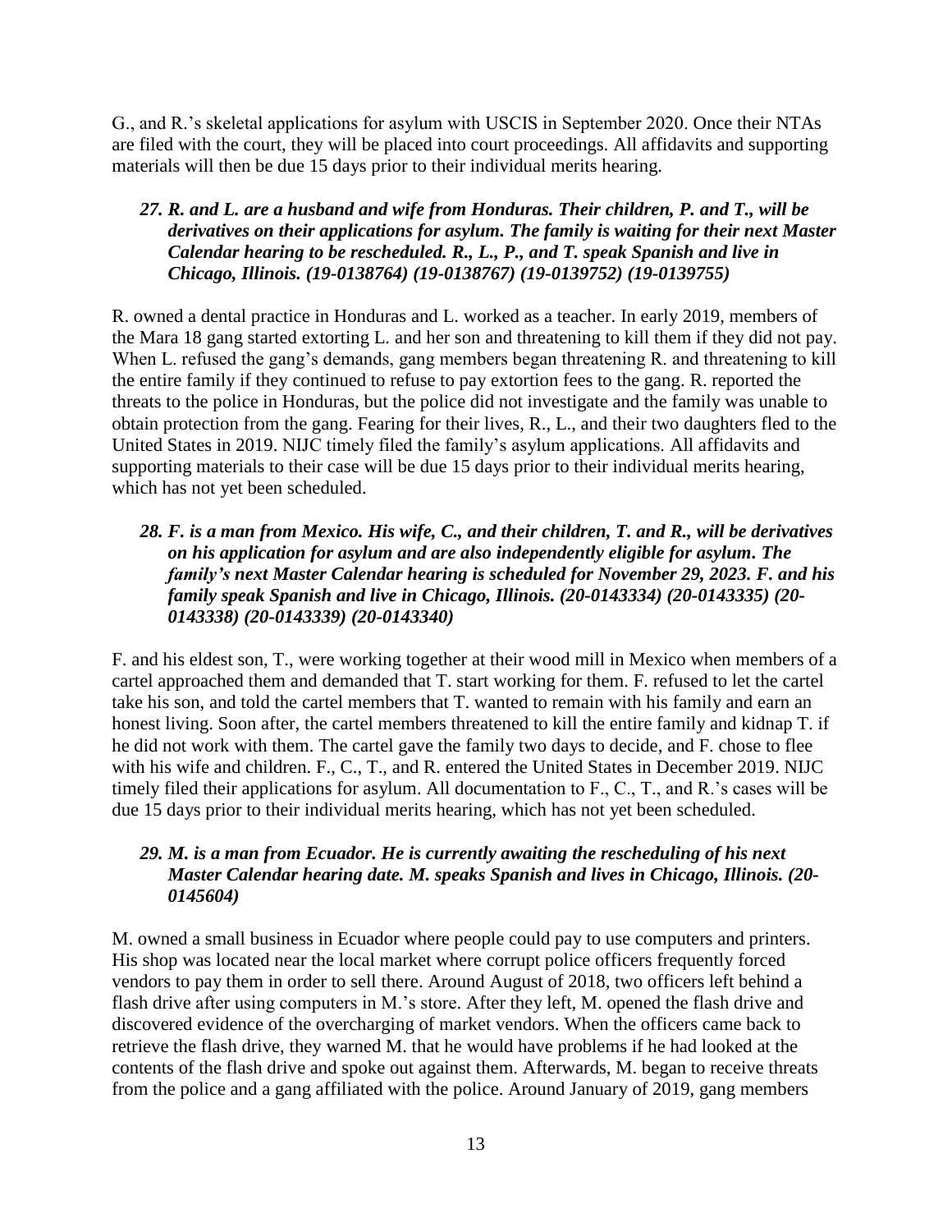G., and R.'s skeletal applications for asylum with USCIS in September 2020. Once their NTAs are filed with the court, they will be placed into court proceedings. All affidavits and supporting materials will then be due 15 days prior to their individual merits hearing.

### *27. R. and L. are a husband and wife from Honduras. Their children, P. and T., will be derivatives on their applications for asylum. The family is waiting for their next Master Calendar hearing to be rescheduled. R., L., P., and T. speak Spanish and live in Chicago, Illinois. (19-0138764) (19-0138767) (19-0139752) (19-0139755)*

R. owned a dental practice in Honduras and L. worked as a teacher. In early 2019, members of the Mara 18 gang started extorting L. and her son and threatening to kill them if they did not pay. When L. refused the gang's demands, gang members began threatening R. and threatening to kill the entire family if they continued to refuse to pay extortion fees to the gang. R. reported the threats to the police in Honduras, but the police did not investigate and the family was unable to obtain protection from the gang. Fearing for their lives, R., L., and their two daughters fled to the United States in 2019. NIJC timely filed the family's asylum applications. All affidavits and supporting materials to their case will be due 15 days prior to their individual merits hearing, which has not yet been scheduled.

### *28. F. is a man from Mexico. His wife, C., and their children, T. and R., will be derivatives on his application for asylum and are also independently eligible for asylum. The family's next Master Calendar hearing is scheduled for November 29, 2023. F. and his family speak Spanish and live in Chicago, Illinois. (20-0143334) (20-0143335) (20-0143338) (20-0143339) (20-0143340)*

F. and his eldest son, T., were working together at their wood mill in Mexico when members of a cartel approached them and demanded that T. start working for them. F. refused to let the cartel take his son, and told the cartel members that T. wanted to remain with his family and earn an honest living. Soon after, the cartel members threatened to kill the entire family and kidnap T. if he did not work with them. The cartel gave the family two days to decide, and F. chose to flee with his wife and children. F., C., T., and R. entered the United States in December 2019. NIJC timely filed their applications for asylum. All documentation to F., C., T., and R.'s cases will be due 15 days prior to their individual merits hearing, which has not yet been scheduled.

### *29. M. is a man from Ecuador. He is currently awaiting the rescheduling of his next Master Calendar hearing date. M. speaks Spanish and lives in Chicago, Illinois. (20-0145604)*

M. owned a small business in Ecuador where people could pay to use computers and printers. His shop was located near the local market where corrupt police officers frequently forced vendors to pay them in order to sell there. Around August of 2018, two officers left behind a flash drive after using computers in M.'s store. After they left, M. opened the flash drive and discovered evidence of the overcharging of market vendors. When the officers came back to retrieve the flash drive, they warned M. that he would have problems if he had looked at the contents of the flash drive and spoke out against them. Afterwards, M. began to receive threats from the police and a gang affiliated with the police. Around January of 2019, gang members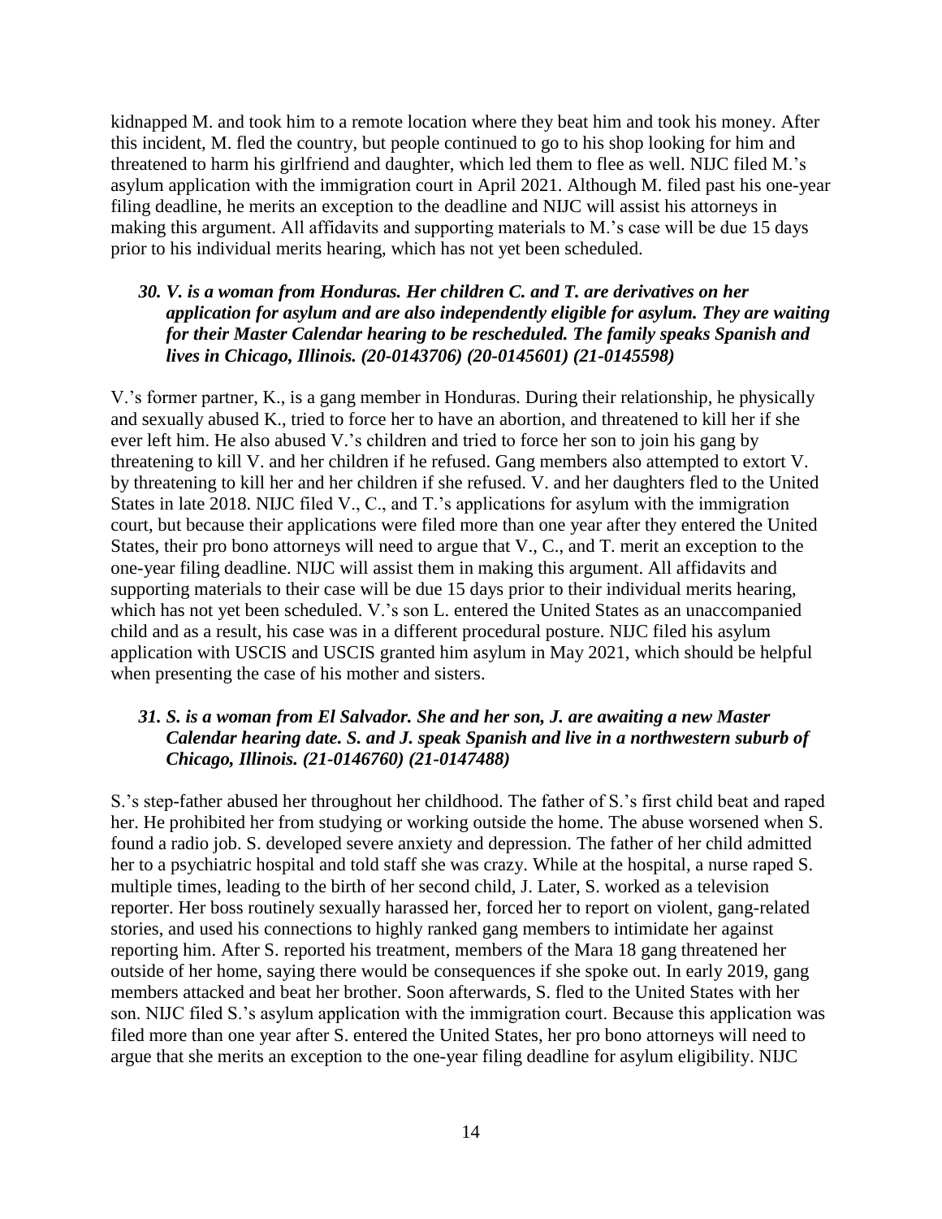kidnapped M. and took him to a remote location where they beat him and took his money. After this incident, M. fled the country, but people continued to go to his shop looking for him and threatened to harm his girlfriend and daughter, which led them to flee as well. NIJC filed M.'s asylum application with the immigration court in April 2021. Although M. filed past his one-year filing deadline, he merits an exception to the deadline and NIJC will assist his attorneys in making this argument. All affidavits and supporting materials to M.'s case will be due 15 days prior to his individual merits hearing, which has not yet been scheduled.

### *30. V. is a woman from Honduras. Her children C. and T. are derivatives on her application for asylum and are also independently eligible for asylum. They are waiting for their Master Calendar hearing to be rescheduled. The family speaks Spanish and lives in Chicago, Illinois. (20-0143706) (20-0145601) (21-0145598)*

V.'s former partner, K., is a gang member in Honduras. During their relationship, he physically and sexually abused K., tried to force her to have an abortion, and threatened to kill her if she ever left him. He also abused V.'s children and tried to force her son to join his gang by threatening to kill V. and her children if he refused. Gang members also attempted to extort V. by threatening to kill her and her children if she refused. V. and her daughters fled to the United States in late 2018. NIJC filed V., C., and T.'s applications for asylum with the immigration court, but because their applications were filed more than one year after they entered the United States, their pro bono attorneys will need to argue that V., C., and T. merit an exception to the one-year filing deadline. NIJC will assist them in making this argument. All affidavits and supporting materials to their case will be due 15 days prior to their individual merits hearing, which has not yet been scheduled. V.'s son L. entered the United States as an unaccompanied child and as a result, his case was in a different procedural posture. NIJC filed his asylum application with USCIS and USCIS granted him asylum in May 2021, which should be helpful when presenting the case of his mother and sisters.

### *31. S. is a woman from El Salvador. She and her son, J. are awaiting a new Master Calendar hearing date. S. and J. speak Spanish and live in a northwestern suburb of Chicago, Illinois. (21-0146760) (21-0147488)*

S.'s step-father abused her throughout her childhood. The father of S.'s first child beat and raped her. He prohibited her from studying or working outside the home. The abuse worsened when S. found a radio job. S. developed severe anxiety and depression. The father of her child admitted her to a psychiatric hospital and told staff she was crazy. While at the hospital, a nurse raped S. multiple times, leading to the birth of her second child, J. Later, S. worked as a television reporter. Her boss routinely sexually harassed her, forced her to report on violent, gang-related stories, and used his connections to highly ranked gang members to intimidate her against reporting him. After S. reported his treatment, members of the Mara 18 gang threatened her outside of her home, saying there would be consequences if she spoke out. In early 2019, gang members attacked and beat her brother. Soon afterwards, S. fled to the United States with her son. NIJC filed S.'s asylum application with the immigration court. Because this application was filed more than one year after S. entered the United States, her pro bono attorneys will need to argue that she merits an exception to the one-year filing deadline for asylum eligibility. NIJC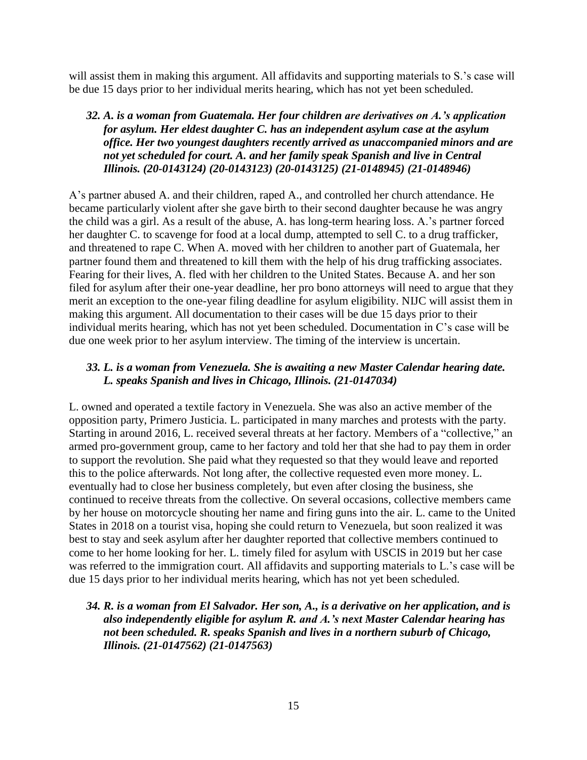will assist them in making this argument. All affidavits and supporting materials to S.'s case will be due 15 days prior to her individual merits hearing, which has not yet been scheduled.

### *32. A. is a woman from Guatemala. Her four children are derivatives on A.'s application for asylum. Her eldest daughter C. has an independent asylum case at the asylum office. Her two youngest daughters recently arrived as unaccompanied minors and are not yet scheduled for court. A. and her family speak Spanish and live in Central Illinois. (20-0143124) (20-0143123) (20-0143125) (21-0148945) (21-0148946)*

A's partner abused A. and their children, raped A., and controlled her church attendance. He became particularly violent after she gave birth to their second daughter because he was angry the child was a girl. As a result of the abuse, A. has long-term hearing loss. A.'s partner forced her daughter C. to scavenge for food at a local dump, attempted to sell C. to a drug trafficker, and threatened to rape C. When A. moved with her children to another part of Guatemala, her partner found them and threatened to kill them with the help of his drug trafficking associates. Fearing for their lives, A. fled with her children to the United States. Because A. and her son filed for asylum after their one-year deadline, her pro bono attorneys will need to argue that they merit an exception to the one-year filing deadline for asylum eligibility. NIJC will assist them in making this argument. All documentation to their cases will be due 15 days prior to their individual merits hearing, which has not yet been scheduled. Documentation in C's case will be due one week prior to her asylum interview. The timing of the interview is uncertain.

### *33. L. is a woman from Venezuela. She is awaiting a new Master Calendar hearing date. L. speaks Spanish and lives in Chicago, Illinois. (21-0147034)*

L. owned and operated a textile factory in Venezuela. She was also an active member of the opposition party, Primero Justicia. L. participated in many marches and protests with the party. Starting in around 2016, L. received several threats at her factory. Members of a "collective," an armed pro-government group, came to her factory and told her that she had to pay them in order to support the revolution. She paid what they requested so that they would leave and reported this to the police afterwards. Not long after, the collective requested even more money. L. eventually had to close her business completely, but even after closing the business, she continued to receive threats from the collective. On several occasions, collective members came by her house on motorcycle shouting her name and firing guns into the air. L. came to the United States in 2018 on a tourist visa, hoping she could return to Venezuela, but soon realized it was best to stay and seek asylum after her daughter reported that collective members continued to come to her home looking for her. L. timely filed for asylum with USCIS in 2019 but her case was referred to the immigration court. All affidavits and supporting materials to L.'s case will be due 15 days prior to her individual merits hearing, which has not yet been scheduled.

### *34. R. is a woman from El Salvador. Her son, A., is a derivative on her application, and is also independently eligible for asylum R. and A.'s next Master Calendar hearing has not been scheduled. R. speaks Spanish and lives in a northern suburb of Chicago, Illinois. (21-0147562) (21-0147563)*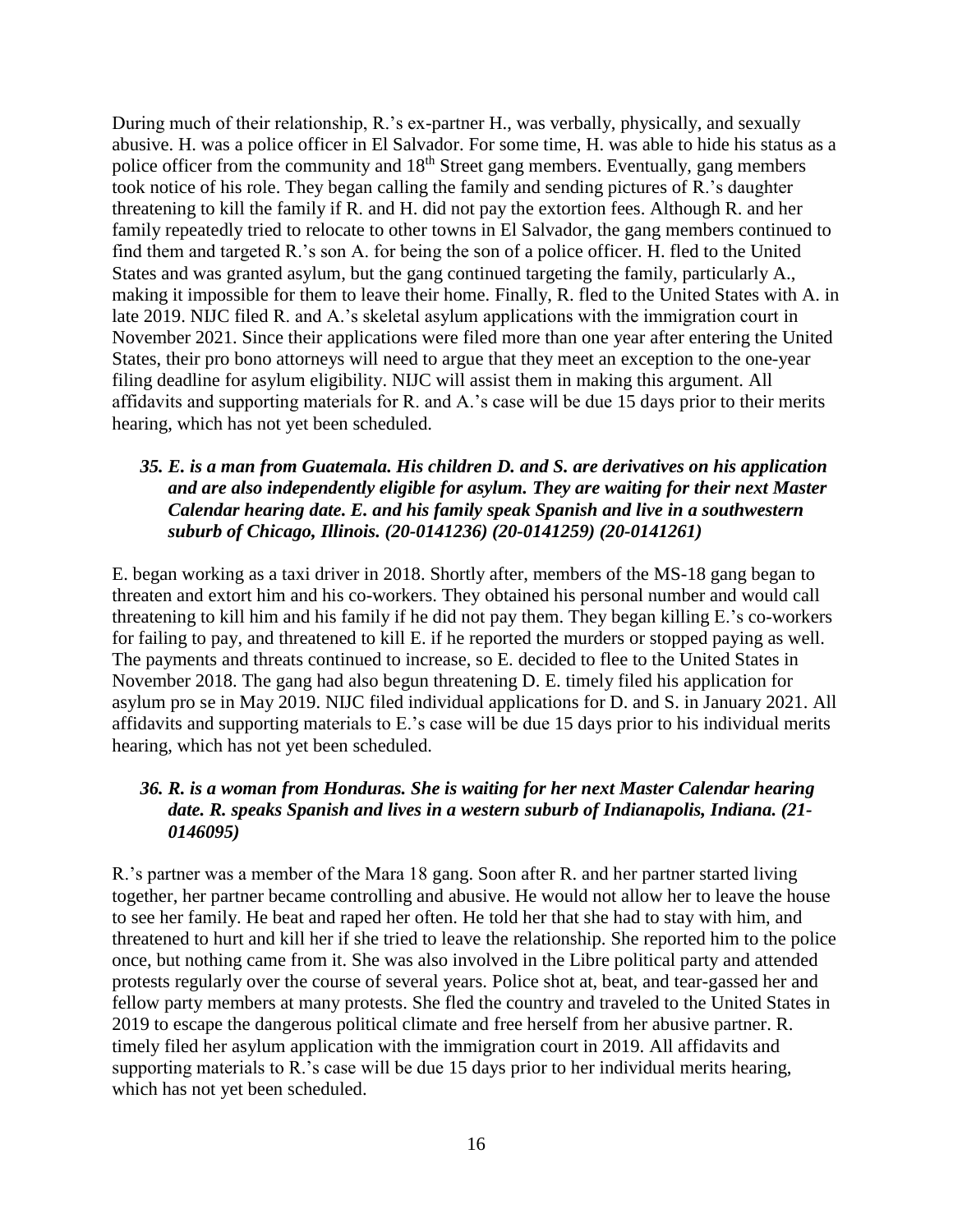During much of their relationship, R.'s ex-partner H., was verbally, physically, and sexually abusive. H. was a police officer in El Salvador. For some time, H. was able to hide his status as a police officer from the community and 18th Street gang members. Eventually, gang members took notice of his role. They began calling the family and sending pictures of R.'s daughter threatening to kill the family if R. and H. did not pay the extortion fees. Although R. and her family repeatedly tried to relocate to other towns in El Salvador, the gang members continued to find them and targeted R.'s son A. for being the son of a police officer. H. fled to the United States and was granted asylum, but the gang continued targeting the family, particularly A., making it impossible for them to leave their home. Finally, R. fled to the United States with A. in late 2019. NIJC filed R. and A.'s skeletal asylum applications with the immigration court in November 2021. Since their applications were filed more than one year after entering the United States, their pro bono attorneys will need to argue that they meet an exception to the one-year filing deadline for asylum eligibility. NIJC will assist them in making this argument. All affidavits and supporting materials for R. and A.'s case will be due 15 days prior to their merits hearing, which has not yet been scheduled.

### *35. E. is a man from Guatemala. His children D. and S. are derivatives on his application and are also independently eligible for asylum. They are waiting for their next Master Calendar hearing date. E. and his family speak Spanish and live in a southwestern suburb of Chicago, Illinois. (20-0141236) (20-0141259) (20-0141261)*

E. began working as a taxi driver in 2018. Shortly after, members of the MS-18 gang began to threaten and extort him and his co-workers. They obtained his personal number and would call threatening to kill him and his family if he did not pay them. They began killing E.'s co-workers for failing to pay, and threatened to kill E. if he reported the murders or stopped paying as well. The payments and threats continued to increase, so E. decided to flee to the United States in November 2018. The gang had also begun threatening D. E. timely filed his application for asylum pro se in May 2019. NIJC filed individual applications for D. and S. in January 2021. All affidavits and supporting materials to E.'s case will be due 15 days prior to his individual merits hearing, which has not yet been scheduled.

### *36. R. is a woman from Honduras. She is waiting for her next Master Calendar hearing date. R. speaks Spanish and lives in a western suburb of Indianapolis, Indiana. (21-0146095)*

R.'s partner was a member of the Mara 18 gang. Soon after R. and her partner started living together, her partner became controlling and abusive. He would not allow her to leave the house to see her family. He beat and raped her often. He told her that she had to stay with him, and threatened to hurt and kill her if she tried to leave the relationship. She reported him to the police once, but nothing came from it. She was also involved in the Libre political party and attended protests regularly over the course of several years. Police shot at, beat, and tear-gassed her and fellow party members at many protests. She fled the country and traveled to the United States in 2019 to escape the dangerous political climate and free herself from her abusive partner. R. timely filed her asylum application with the immigration court in 2019. All affidavits and supporting materials to R.'s case will be due 15 days prior to her individual merits hearing, which has not yet been scheduled.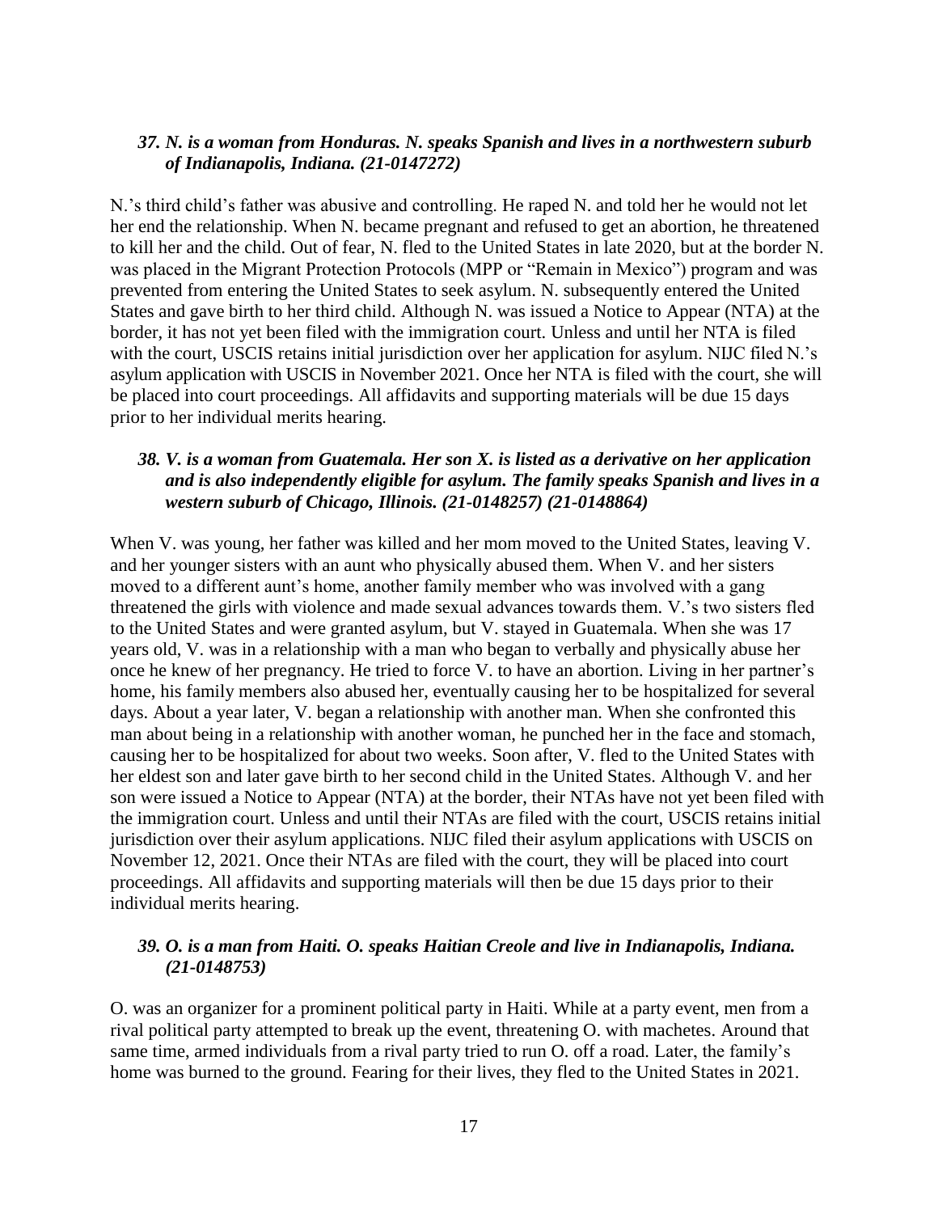### *37. N. is a woman from Honduras. N. speaks Spanish and lives in a northwestern suburb of Indianapolis, Indiana. (21-0147272)*

N.'s third child's father was abusive and controlling. He raped N. and told her he would not let her end the relationship. When N. became pregnant and refused to get an abortion, he threatened to kill her and the child. Out of fear, N. fled to the United States in late 2020, but at the border N. was placed in the Migrant Protection Protocols (MPP or "Remain in Mexico") program and was prevented from entering the United States to seek asylum. N. subsequently entered the United States and gave birth to her third child. Although N. was issued a Notice to Appear (NTA) at the border, it has not yet been filed with the immigration court. Unless and until her NTA is filed with the court, USCIS retains initial jurisdiction over her application for asylum. NIJC filed N.'s asylum application with USCIS in November 2021. Once her NTA is filed with the court, she will be placed into court proceedings. All affidavits and supporting materials will be due 15 days prior to her individual merits hearing.

### *38. V. is a woman from Guatemala. Her son X. is listed as a derivative on her application and is also independently eligible for asylum. The family speaks Spanish and lives in a western suburb of Chicago, Illinois. (21-0148257) (21-0148864)*

When V. was young, her father was killed and her mom moved to the United States, leaving V. and her younger sisters with an aunt who physically abused them. When V. and her sisters moved to a different aunt's home, another family member who was involved with a gang threatened the girls with violence and made sexual advances towards them. V.'s two sisters fled to the United States and were granted asylum, but V. stayed in Guatemala. When she was 17 years old, V. was in a relationship with a man who began to verbally and physically abuse her once he knew of her pregnancy. He tried to force V. to have an abortion. Living in her partner's home, his family members also abused her, eventually causing her to be hospitalized for several days. About a year later, V. began a relationship with another man. When she confronted this man about being in a relationship with another woman, he punched her in the face and stomach, causing her to be hospitalized for about two weeks. Soon after, V. fled to the United States with her eldest son and later gave birth to her second child in the United States. Although V. and her son were issued a Notice to Appear (NTA) at the border, their NTAs have not yet been filed with the immigration court. Unless and until their NTAs are filed with the court, USCIS retains initial jurisdiction over their asylum applications. NIJC filed their asylum applications with USCIS on November 12, 2021. Once their NTAs are filed with the court, they will be placed into court proceedings. All affidavits and supporting materials will then be due 15 days prior to their individual merits hearing.

### *39. O. is a man from Haiti. O. speaks Haitian Creole and live in Indianapolis, Indiana. (21-0148753)*

O. was an organizer for a prominent political party in Haiti. While at a party event, men from a rival political party attempted to break up the event, threatening O. with machetes. Around that same time, armed individuals from a rival party tried to run O. off a road. Later, the family's home was burned to the ground. Fearing for their lives, they fled to the United States in 2021.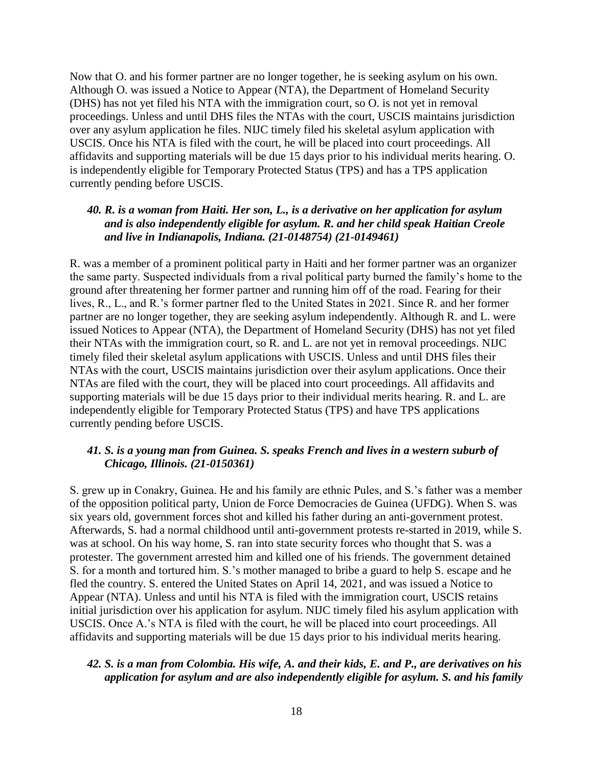Now that O. and his former partner are no longer together, he is seeking asylum on his own. Although O. was issued a Notice to Appear (NTA), the Department of Homeland Security (DHS) has not yet filed his NTA with the immigration court, so O. is not yet in removal proceedings. Unless and until DHS files the NTAs with the court, USCIS maintains jurisdiction over any asylum application he files. NIJC timely filed his skeletal asylum application with USCIS. Once his NTA is filed with the court, he will be placed into court proceedings. All affidavits and supporting materials will be due 15 days prior to his individual merits hearing. O. is independently eligible for Temporary Protected Status (TPS) and has a TPS application currently pending before USCIS.

### *40. R. is a woman from Haiti. Her son, L., is a derivative on her application for asylum and is also independently eligible for asylum. R. and her child speak Haitian Creole and live in Indianapolis, Indiana. (21-0148754) (21-0149461)*

R. was a member of a prominent political party in Haiti and her former partner was an organizer the same party. Suspected individuals from a rival political party burned the family's home to the ground after threatening her former partner and running him off of the road. Fearing for their lives, R., L., and R.'s former partner fled to the United States in 2021. Since R. and her former partner are no longer together, they are seeking asylum independently. Although R. and L. were issued Notices to Appear (NTA), the Department of Homeland Security (DHS) has not yet filed their NTAs with the immigration court, so R. and L. are not yet in removal proceedings. NIJC timely filed their skeletal asylum applications with USCIS. Unless and until DHS files their NTAs with the court, USCIS maintains jurisdiction over their asylum applications. Once their NTAs are filed with the court, they will be placed into court proceedings. All affidavits and supporting materials will be due 15 days prior to their individual merits hearing. R. and L. are independently eligible for Temporary Protected Status (TPS) and have TPS applications currently pending before USCIS.

### *41. S. is a young man from Guinea. S. speaks French and lives in a western suburb of Chicago, Illinois. (21-0150361)*

S. grew up in Conakry, Guinea. He and his family are ethnic Pules, and S.'s father was a member of the opposition political party, Union de Force Democracies de Guinea (UFDG). When S. was six years old, government forces shot and killed his father during an anti-government protest. Afterwards, S. had a normal childhood until anti-government protests re-started in 2019, while S. was at school. On his way home, S. ran into state security forces who thought that S. was a protester. The government arrested him and killed one of his friends. The government detained S. for a month and tortured him. S.'s mother managed to bribe a guard to help S. escape and he fled the country. S. entered the United States on April 14, 2021, and was issued a Notice to Appear (NTA). Unless and until his NTA is filed with the immigration court, USCIS retains initial jurisdiction over his application for asylum. NIJC timely filed his asylum application with USCIS. Once A.'s NTA is filed with the court, he will be placed into court proceedings. All affidavits and supporting materials will be due 15 days prior to his individual merits hearing.

### *42. S. is a man from Colombia. His wife, A. and their kids, E. and P., are derivatives on his application for asylum and are also independently eligible for asylum. S. and his family*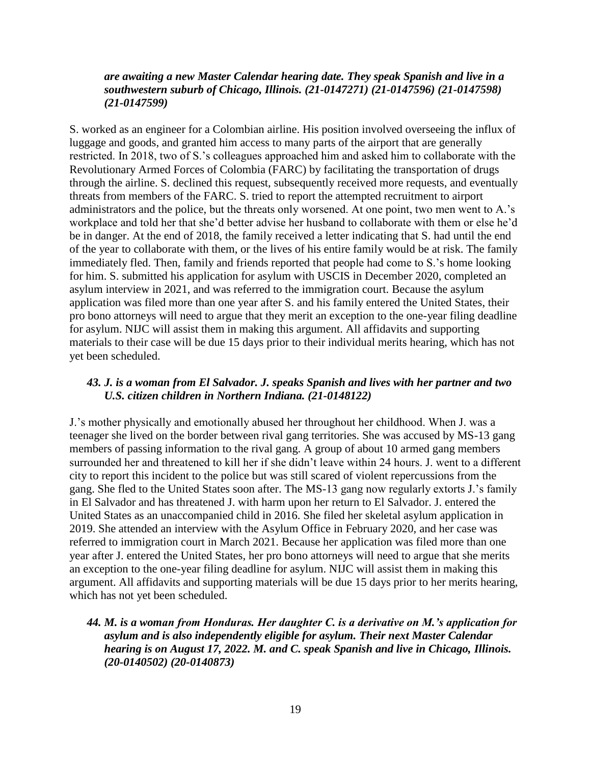***are awaiting a new Master Calendar hearing date. They speak Spanish and live in a southwestern suburb of Chicago, Illinois. (21-0147271) (21-0147596) (21-0147598) (21-0147599)***

S. worked as an engineer for a Colombian airline. His position involved overseeing the influx of luggage and goods, and granted him access to many parts of the airport that are generally restricted. In 2018, two of S.'s colleagues approached him and asked him to collaborate with the Revolutionary Armed Forces of Colombia (FARC) by facilitating the transportation of drugs through the airline. S. declined this request, subsequently received more requests, and eventually threats from members of the FARC. S. tried to report the attempted recruitment to airport administrators and the police, but the threats only worsened. At one point, two men went to A.'s workplace and told her that she'd better advise her husband to collaborate with them or else he'd be in danger. At the end of 2018, the family received a letter indicating that S. had until the end of the year to collaborate with them, or the lives of his entire family would be at risk. The family immediately fled. Then, family and friends reported that people had come to S.'s home looking for him. S. submitted his application for asylum with USCIS in December 2020, completed an asylum interview in 2021, and was referred to the immigration court. Because the asylum application was filed more than one year after S. and his family entered the United States, their pro bono attorneys will need to argue that they merit an exception to the one-year filing deadline for asylum. NIJC will assist them in making this argument. All affidavits and supporting materials to their case will be due 15 days prior to their individual merits hearing, which has not yet been scheduled.

***43. J. is a woman from El Salvador. J. speaks Spanish and lives with her partner and two U.S. citizen children in Northern Indiana. (21-0148122)***

J.'s mother physically and emotionally abused her throughout her childhood. When J. was a teenager she lived on the border between rival gang territories. She was accused by MS-13 gang members of passing information to the rival gang. A group of about 10 armed gang members surrounded her and threatened to kill her if she didn't leave within 24 hours. J. went to a different city to report this incident to the police but was still scared of violent repercussions from the gang. She fled to the United States soon after. The MS-13 gang now regularly extorts J.'s family in El Salvador and has threatened J. with harm upon her return to El Salvador. J. entered the United States as an unaccompanied child in 2016. She filed her skeletal asylum application in 2019. She attended an interview with the Asylum Office in February 2020, and her case was referred to immigration court in March 2021. Because her application was filed more than one year after J. entered the United States, her pro bono attorneys will need to argue that she merits an exception to the one-year filing deadline for asylum. NIJC will assist them in making this argument. All affidavits and supporting materials will be due 15 days prior to her merits hearing, which has not yet been scheduled.

***44. M. is a woman from Honduras. Her daughter C. is a derivative on M.'s application for asylum and is also independently eligible for asylum. Their next Master Calendar hearing is on August 17, 2022. M. and C. speak Spanish and live in Chicago, Illinois. (20-0140502) (20-0140873)***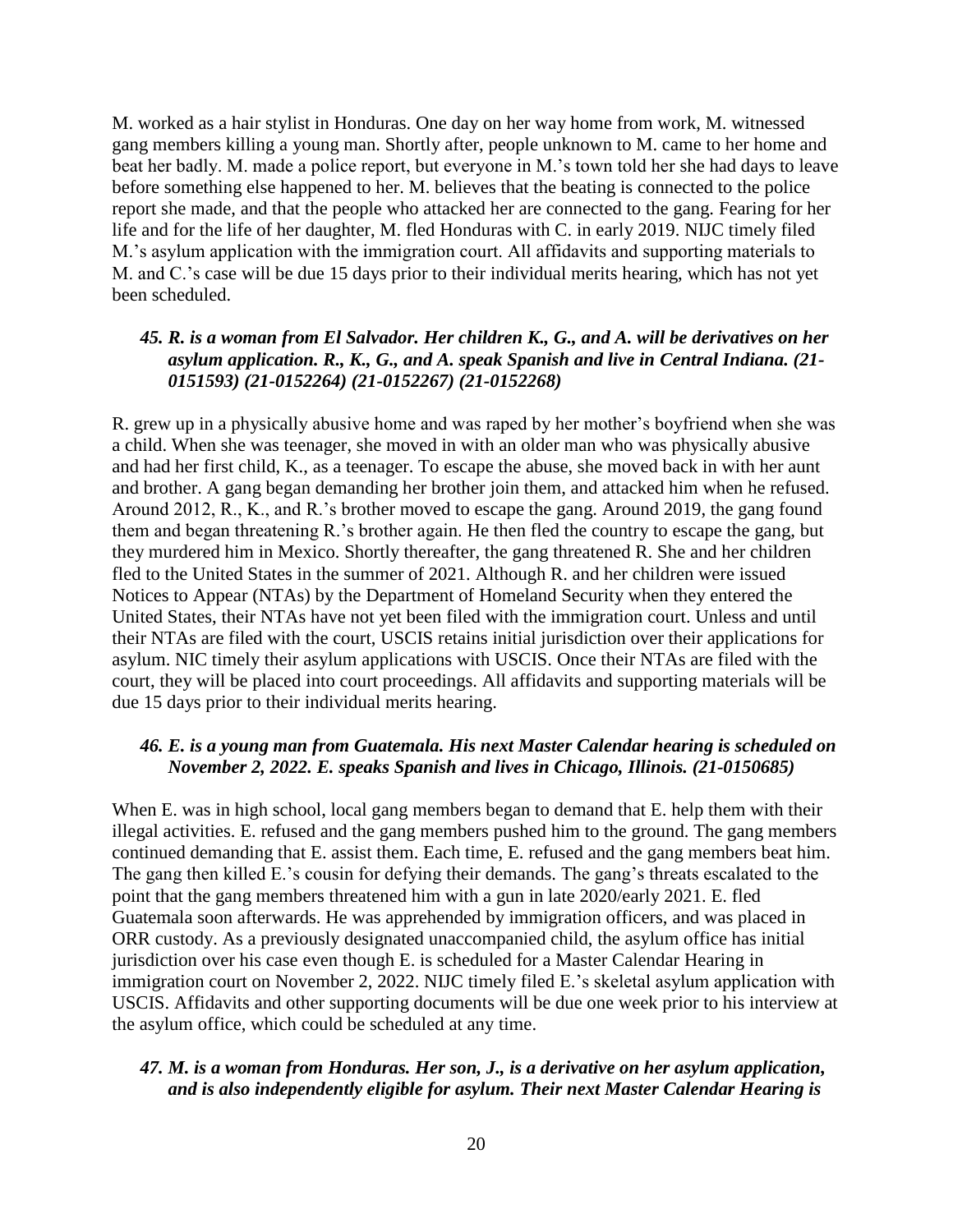M. worked as a hair stylist in Honduras. One day on her way home from work, M. witnessed gang members killing a young man. Shortly after, people unknown to M. came to her home and beat her badly. M. made a police report, but everyone in M.'s town told her she had days to leave before something else happened to her. M. believes that the beating is connected to the police report she made, and that the people who attacked her are connected to the gang. Fearing for her life and for the life of her daughter, M. fled Honduras with C. in early 2019. NIJC timely filed M.'s asylum application with the immigration court. All affidavits and supporting materials to M. and C.'s case will be due 15 days prior to their individual merits hearing, which has not yet been scheduled.

### *45. R. is a woman from El Salvador. Her children K., G., and A. will be derivatives on her asylum application. R., K., G., and A. speak Spanish and live in Central Indiana. (21-0151593) (21-0152264) (21-0152267) (21-0152268)*

R. grew up in a physically abusive home and was raped by her mother's boyfriend when she was a child. When she was teenager, she moved in with an older man who was physically abusive and had her first child, K., as a teenager. To escape the abuse, she moved back in with her aunt and brother. A gang began demanding her brother join them, and attacked him when he refused. Around 2012, R., K., and R.'s brother moved to escape the gang. Around 2019, the gang found them and began threatening R.'s brother again. He then fled the country to escape the gang, but they murdered him in Mexico. Shortly thereafter, the gang threatened R. She and her children fled to the United States in the summer of 2021. Although R. and her children were issued Notices to Appear (NTAs) by the Department of Homeland Security when they entered the United States, their NTAs have not yet been filed with the immigration court. Unless and until their NTAs are filed with the court, USCIS retains initial jurisdiction over their applications for asylum. NIC timely their asylum applications with USCIS. Once their NTAs are filed with the court, they will be placed into court proceedings. All affidavits and supporting materials will be due 15 days prior to their individual merits hearing.

### *46. E. is a young man from Guatemala. His next Master Calendar hearing is scheduled on November 2, 2022. E. speaks Spanish and lives in Chicago, Illinois. (21-0150685)*

When E. was in high school, local gang members began to demand that E. help them with their illegal activities. E. refused and the gang members pushed him to the ground. The gang members continued demanding that E. assist them. Each time, E. refused and the gang members beat him. The gang then killed E.'s cousin for defying their demands. The gang's threats escalated to the point that the gang members threatened him with a gun in late 2020/early 2021. E. fled Guatemala soon afterwards. He was apprehended by immigration officers, and was placed in ORR custody. As a previously designated unaccompanied child, the asylum office has initial jurisdiction over his case even though E. is scheduled for a Master Calendar Hearing in immigration court on November 2, 2022. NIJC timely filed E.'s skeletal asylum application with USCIS. Affidavits and other supporting documents will be due one week prior to his interview at the asylum office, which could be scheduled at any time.

### *47. M. is a woman from Honduras. Her son, J., is a derivative on her asylum application, and is also independently eligible for asylum. Their next Master Calendar Hearing is*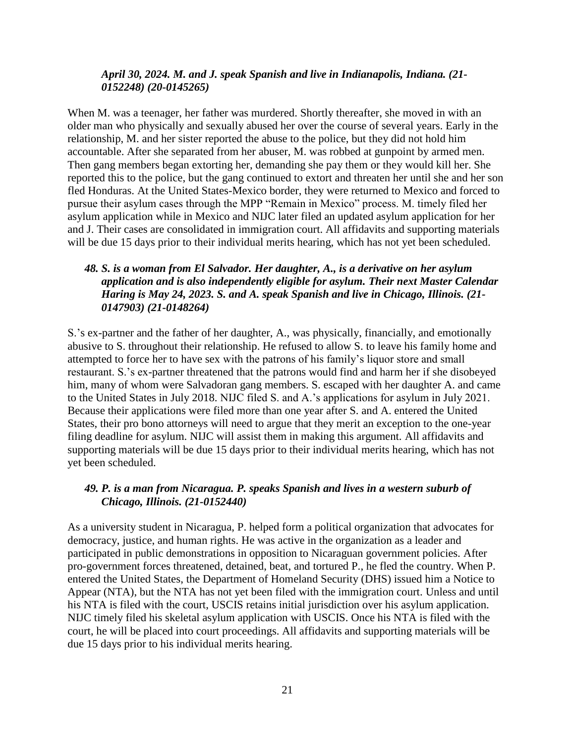***April 30, 2024. M. and J. speak Spanish and live in Indianapolis, Indiana. (21-0152248) (20-0145265)***

When M. was a teenager, her father was murdered. Shortly thereafter, she moved in with an older man who physically and sexually abused her over the course of several years. Early in the relationship, M. and her sister reported the abuse to the police, but they did not hold him accountable. After she separated from her abuser, M. was robbed at gunpoint by armed men. Then gang members began extorting her, demanding she pay them or they would kill her. She reported this to the police, but the gang continued to extort and threaten her until she and her son fled Honduras. At the United States-Mexico border, they were returned to Mexico and forced to pursue their asylum cases through the MPP "Remain in Mexico" process. M. timely filed her asylum application while in Mexico and NIJC later filed an updated asylum application for her and J. Their cases are consolidated in immigration court. All affidavits and supporting materials will be due 15 days prior to their individual merits hearing, which has not yet been scheduled.

### *48. S. is a woman from El Salvador. Her daughter, A., is a derivative on her asylum application and is also independently eligible for asylum. Their next Master Calendar Haring is May 24, 2023. S. and A. speak Spanish and live in Chicago, Illinois. (21-0147903) (21-0148264)*

S.'s ex-partner and the father of her daughter, A., was physically, financially, and emotionally abusive to S. throughout their relationship. He refused to allow S. to leave his family home and attempted to force her to have sex with the patrons of his family's liquor store and small restaurant. S.'s ex-partner threatened that the patrons would find and harm her if she disobeyed him, many of whom were Salvadoran gang members. S. escaped with her daughter A. and came to the United States in July 2018. NIJC filed S. and A.'s applications for asylum in July 2021. Because their applications were filed more than one year after S. and A. entered the United States, their pro bono attorneys will need to argue that they merit an exception to the one-year filing deadline for asylum. NIJC will assist them in making this argument. All affidavits and supporting materials will be due 15 days prior to their individual merits hearing, which has not yet been scheduled.

### *49. P. is a man from Nicaragua. P. speaks Spanish and lives in a western suburb of Chicago, Illinois. (21-0152440)*

As a university student in Nicaragua, P. helped form a political organization that advocates for democracy, justice, and human rights. He was active in the organization as a leader and participated in public demonstrations in opposition to Nicaraguan government policies. After pro-government forces threatened, detained, beat, and tortured P., he fled the country. When P. entered the United States, the Department of Homeland Security (DHS) issued him a Notice to Appear (NTA), but the NTA has not yet been filed with the immigration court. Unless and until his NTA is filed with the court, USCIS retains initial jurisdiction over his asylum application. NIJC timely filed his skeletal asylum application with USCIS. Once his NTA is filed with the court, he will be placed into court proceedings. All affidavits and supporting materials will be due 15 days prior to his individual merits hearing.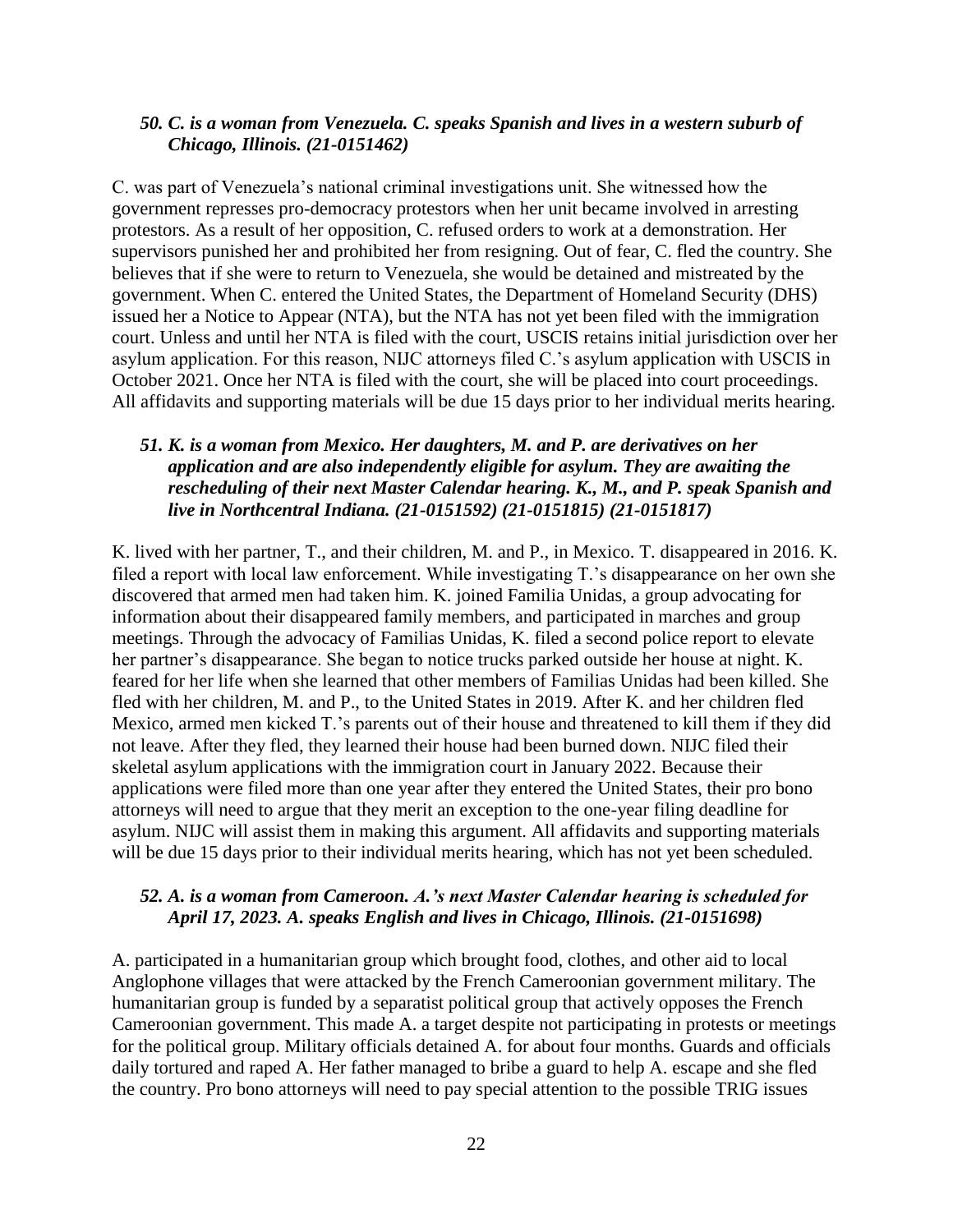### *50. C. is a woman from Venezuela. C. speaks Spanish and lives in a western suburb of Chicago, Illinois. (21-0151462)*

C. was part of Venezuela's national criminal investigations unit. She witnessed how the government represses pro-democracy protestors when her unit became involved in arresting protestors. As a result of her opposition, C. refused orders to work at a demonstration. Her supervisors punished her and prohibited her from resigning. Out of fear, C. fled the country. She believes that if she were to return to Venezuela, she would be detained and mistreated by the government. When C. entered the United States, the Department of Homeland Security (DHS) issued her a Notice to Appear (NTA), but the NTA has not yet been filed with the immigration court. Unless and until her NTA is filed with the court, USCIS retains initial jurisdiction over her asylum application. For this reason, NIJC attorneys filed C.'s asylum application with USCIS in October 2021. Once her NTA is filed with the court, she will be placed into court proceedings. All affidavits and supporting materials will be due 15 days prior to her individual merits hearing.

### *51. K. is a woman from Mexico. Her daughters, M. and P. are derivatives on her application and are also independently eligible for asylum. They are awaiting the rescheduling of their next Master Calendar hearing. K., M., and P. speak Spanish and live in Northcentral Indiana. (21-0151592) (21-0151815) (21-0151817)*

K. lived with her partner, T., and their children, M. and P., in Mexico. T. disappeared in 2016. K. filed a report with local law enforcement. While investigating T.'s disappearance on her own she discovered that armed men had taken him. K. joined Familia Unidas, a group advocating for information about their disappeared family members, and participated in marches and group meetings. Through the advocacy of Familias Unidas, K. filed a second police report to elevate her partner's disappearance. She began to notice trucks parked outside her house at night. K. feared for her life when she learned that other members of Familias Unidas had been killed. She fled with her children, M. and P., to the United States in 2019. After K. and her children fled Mexico, armed men kicked T.'s parents out of their house and threatened to kill them if they did not leave. After they fled, they learned their house had been burned down. NIJC filed their skeletal asylum applications with the immigration court in January 2022. Because their applications were filed more than one year after they entered the United States, their pro bono attorneys will need to argue that they merit an exception to the one-year filing deadline for asylum. NIJC will assist them in making this argument. All affidavits and supporting materials will be due 15 days prior to their individual merits hearing, which has not yet been scheduled.

### *52. A. is a woman from Cameroon. A.'s next Master Calendar hearing is scheduled for April 17, 2023. A. speaks English and lives in Chicago, Illinois. (21-0151698)*

A. participated in a humanitarian group which brought food, clothes, and other aid to local Anglophone villages that were attacked by the French Cameroonian government military. The humanitarian group is funded by a separatist political group that actively opposes the French Cameroonian government. This made A. a target despite not participating in protests or meetings for the political group. Military officials detained A. for about four months. Guards and officials daily tortured and raped A. Her father managed to bribe a guard to help A. escape and she fled the country. Pro bono attorneys will need to pay special attention to the possible TRIG issues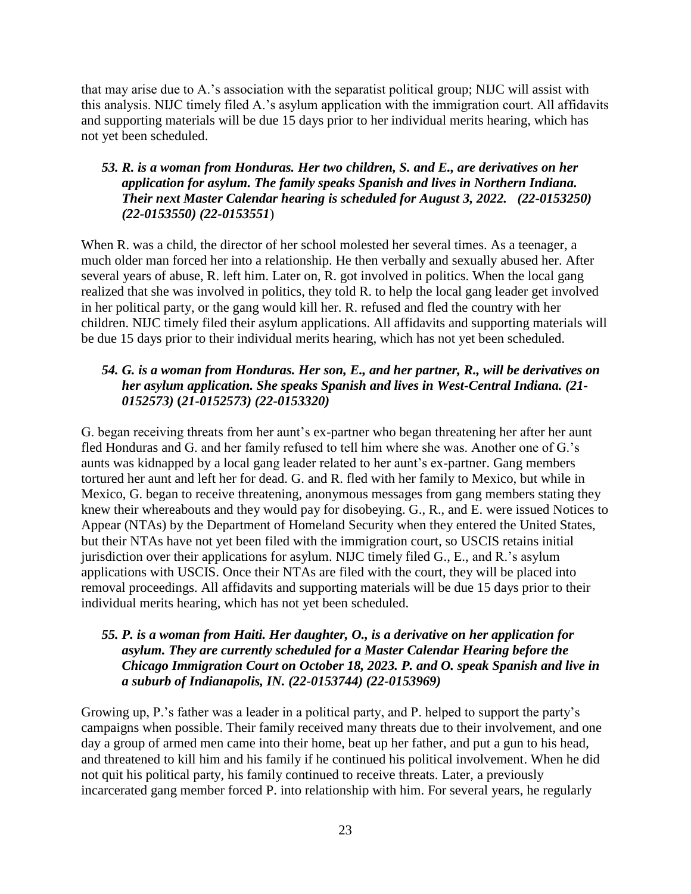that may arise due to A.'s association with the separatist political group; NIJC will assist with this analysis. NIJC timely filed A.'s asylum application with the immigration court. All affidavits and supporting materials will be due 15 days prior to her individual merits hearing, which has not yet been scheduled.

### *53. R. is a woman from Honduras. Her two children, S. and E., are derivatives on her application for asylum. The family speaks Spanish and lives in Northern Indiana. Their next Master Calendar hearing is scheduled for August 3, 2022. (22-0153250) (22-0153550) (22-0153551*)

When R. was a child, the director of her school molested her several times. As a teenager, a much older man forced her into a relationship. He then verbally and sexually abused her. After several years of abuse, R. left him. Later on, R. got involved in politics. When the local gang realized that she was involved in politics, they told R. to help the local gang leader get involved in her political party, or the gang would kill her. R. refused and fled the country with her children. NIJC timely filed their asylum applications. All affidavits and supporting materials will be due 15 days prior to their individual merits hearing, which has not yet been scheduled.

### *54. G. is a woman from Honduras. Her son, E., and her partner, R., will be derivatives on her asylum application. She speaks Spanish and lives in West-Central Indiana. (21-0152573) (21-0152573) (22-0153320)*

G. began receiving threats from her aunt's ex-partner who began threatening her after her aunt fled Honduras and G. and her family refused to tell him where she was. Another one of G.'s aunts was kidnapped by a local gang leader related to her aunt's ex-partner. Gang members tortured her aunt and left her for dead. G. and R. fled with her family to Mexico, but while in Mexico, G. began to receive threatening, anonymous messages from gang members stating they knew their whereabouts and they would pay for disobeying. G., R., and E. were issued Notices to Appear (NTAs) by the Department of Homeland Security when they entered the United States, but their NTAs have not yet been filed with the immigration court, so USCIS retains initial jurisdiction over their applications for asylum. NIJC timely filed G., E., and R.'s asylum applications with USCIS. Once their NTAs are filed with the court, they will be placed into removal proceedings. All affidavits and supporting materials will be due 15 days prior to their individual merits hearing, which has not yet been scheduled.

### *55. P. is a woman from Haiti. Her daughter, O., is a derivative on her application for asylum. They are currently scheduled for a Master Calendar Hearing before the Chicago Immigration Court on October 18, 2023. P. and O. speak Spanish and live in a suburb of Indianapolis, IN. (22-0153744) (22-0153969)*

Growing up, P.'s father was a leader in a political party, and P. helped to support the party's campaigns when possible. Their family received many threats due to their involvement, and one day a group of armed men came into their home, beat up her father, and put a gun to his head, and threatened to kill him and his family if he continued his political involvement. When he did not quit his political party, his family continued to receive threats. Later, a previously incarcerated gang member forced P. into relationship with him. For several years, he regularly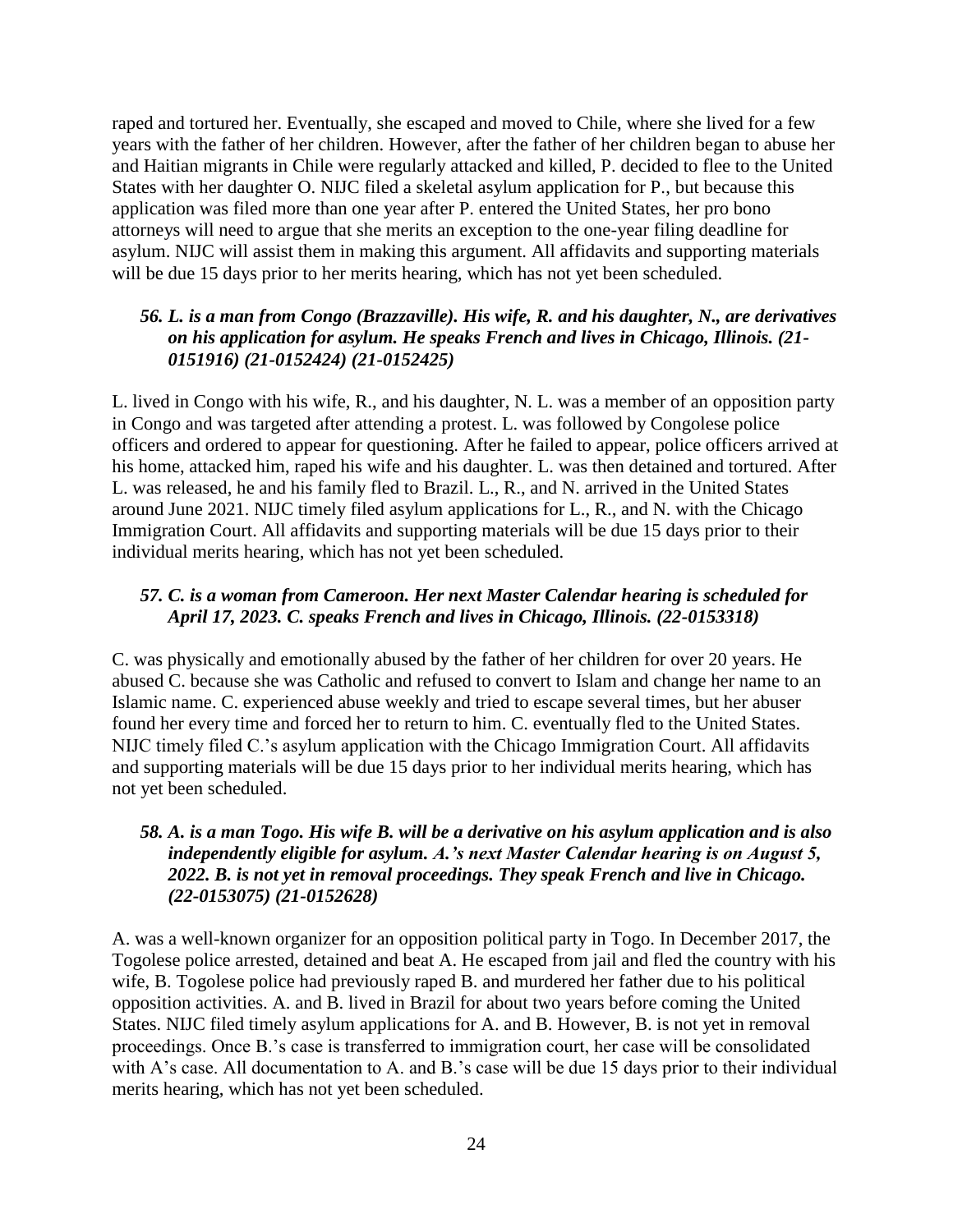raped and tortured her. Eventually, she escaped and moved to Chile, where she lived for a few years with the father of her children. However, after the father of her children began to abuse her and Haitian migrants in Chile were regularly attacked and killed, P. decided to flee to the United States with her daughter O. NIJC filed a skeletal asylum application for P., but because this application was filed more than one year after P. entered the United States, her pro bono attorneys will need to argue that she merits an exception to the one-year filing deadline for asylum. NIJC will assist them in making this argument. All affidavits and supporting materials will be due 15 days prior to her merits hearing, which has not yet been scheduled.

### *56. L. is a man from Congo (Brazzaville). His wife, R. and his daughter, N., are derivatives on his application for asylum. He speaks French and lives in Chicago, Illinois. (21-0151916) (21-0152424) (21-0152425)*

L. lived in Congo with his wife, R., and his daughter, N. L. was a member of an opposition party in Congo and was targeted after attending a protest. L. was followed by Congolese police officers and ordered to appear for questioning. After he failed to appear, police officers arrived at his home, attacked him, raped his wife and his daughter. L. was then detained and tortured. After L. was released, he and his family fled to Brazil. L., R., and N. arrived in the United States around June 2021. NIJC timely filed asylum applications for L., R., and N. with the Chicago Immigration Court. All affidavits and supporting materials will be due 15 days prior to their individual merits hearing, which has not yet been scheduled.

### *57. C. is a woman from Cameroon. Her next Master Calendar hearing is scheduled for April 17, 2023. C. speaks French and lives in Chicago, Illinois. (22-0153318)*

C. was physically and emotionally abused by the father of her children for over 20 years. He abused C. because she was Catholic and refused to convert to Islam and change her name to an Islamic name. C. experienced abuse weekly and tried to escape several times, but her abuser found her every time and forced her to return to him. C. eventually fled to the United States. NIJC timely filed C.'s asylum application with the Chicago Immigration Court. All affidavits and supporting materials will be due 15 days prior to her individual merits hearing, which has not yet been scheduled.

### *58. A. is a man Togo. His wife B. will be a derivative on his asylum application and is also independently eligible for asylum. A.'s next Master Calendar hearing is on August 5, 2022. B. is not yet in removal proceedings. They speak French and live in Chicago. (22-0153075) (21-0152628)*

A. was a well-known organizer for an opposition political party in Togo. In December 2017, the Togolese police arrested, detained and beat A. He escaped from jail and fled the country with his wife, B. Togolese police had previously raped B. and murdered her father due to his political opposition activities. A. and B. lived in Brazil for about two years before coming the United States. NIJC filed timely asylum applications for A. and B. However, B. is not yet in removal proceedings. Once B.'s case is transferred to immigration court, her case will be consolidated with A's case. All documentation to A. and B.'s case will be due 15 days prior to their individual merits hearing, which has not yet been scheduled.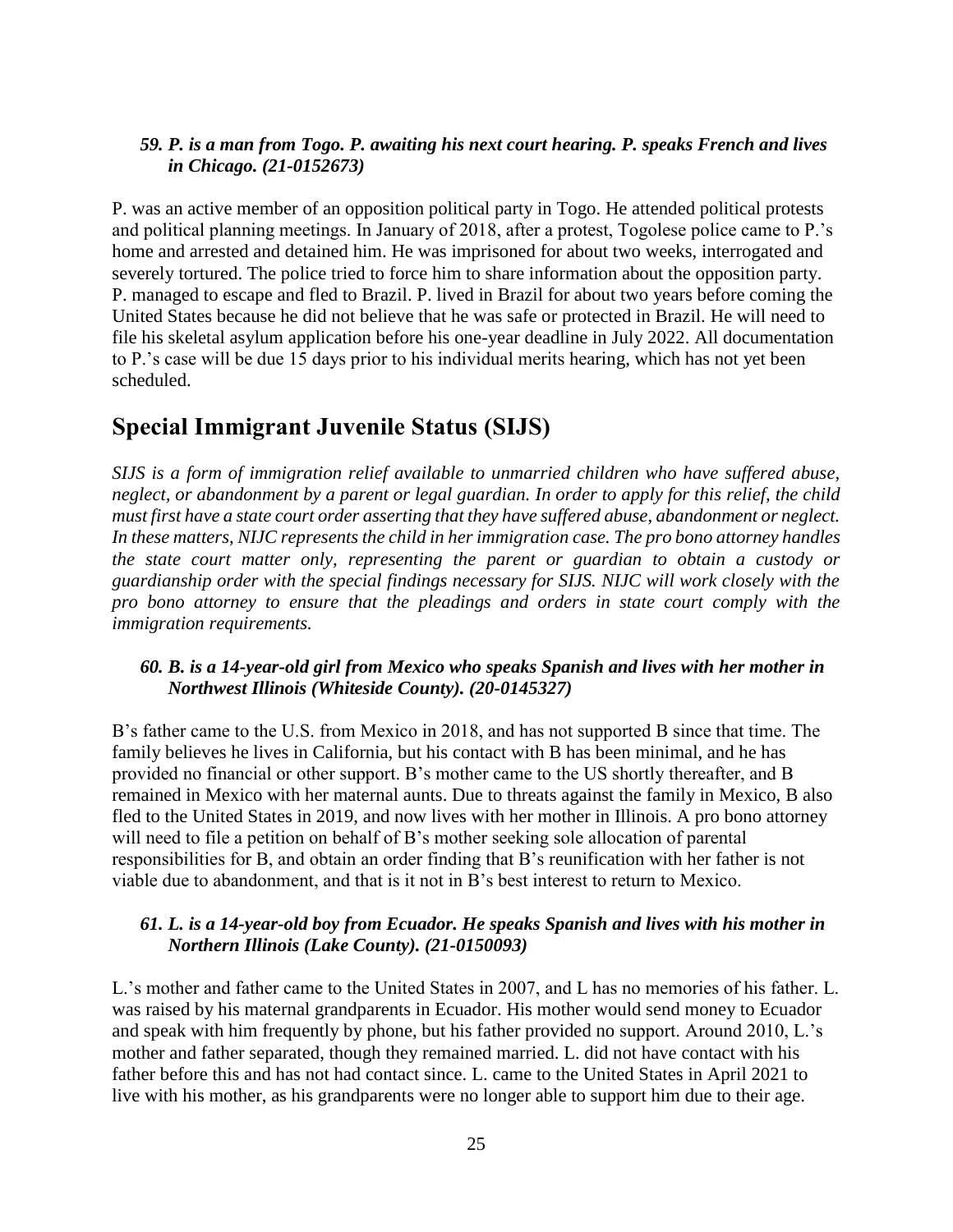### *59. P. is a man from Togo. P. awaiting his next court hearing. P. speaks French and lives in Chicago. (21-0152673)*

P. was an active member of an opposition political party in Togo. He attended political protests and political planning meetings. In January of 2018, after a protest, Togolese police came to P.'s home and arrested and detained him. He was imprisoned for about two weeks, interrogated and severely tortured. The police tried to force him to share information about the opposition party. P. managed to escape and fled to Brazil. P. lived in Brazil for about two years before coming the United States because he did not believe that he was safe or protected in Brazil. He will need to file his skeletal asylum application before his one-year deadline in July 2022. All documentation to P.'s case will be due 15 days prior to his individual merits hearing, which has not yet been scheduled.

## Special Immigrant Juvenile Status (SIJS)

*SIJS is a form of immigration relief available to unmarried children who have suffered abuse, neglect, or abandonment by a parent or legal guardian. In order to apply for this relief, the child must first have a state court order asserting that they have suffered abuse, abandonment or neglect. In these matters, NIJC represents the child in her immigration case. The pro bono attorney handles the state court matter only, representing the parent or guardian to obtain a custody or guardianship order with the special findings necessary for SIJS. NIJC will work closely with the pro bono attorney to ensure that the pleadings and orders in state court comply with the immigration requirements.*

### *60. B. is a 14-year-old girl from Mexico who speaks Spanish and lives with her mother in Northwest Illinois (Whiteside County). (20-0145327)*

B's father came to the U.S. from Mexico in 2018, and has not supported B since that time. The family believes he lives in California, but his contact with B has been minimal, and he has provided no financial or other support. B's mother came to the US shortly thereafter, and B remained in Mexico with her maternal aunts. Due to threats against the family in Mexico, B also fled to the United States in 2019, and now lives with her mother in Illinois. A pro bono attorney will need to file a petition on behalf of B's mother seeking sole allocation of parental responsibilities for B, and obtain an order finding that B's reunification with her father is not viable due to abandonment, and that is it not in B's best interest to return to Mexico.

### *61. L. is a 14-year-old boy from Ecuador. He speaks Spanish and lives with his mother in Northern Illinois (Lake County). (21-0150093)*

L.'s mother and father came to the United States in 2007, and L has no memories of his father. L. was raised by his maternal grandparents in Ecuador. His mother would send money to Ecuador and speak with him frequently by phone, but his father provided no support. Around 2010, L.'s mother and father separated, though they remained married. L. did not have contact with his father before this and has not had contact since. L. came to the United States in April 2021 to live with his mother, as his grandparents were no longer able to support him due to their age.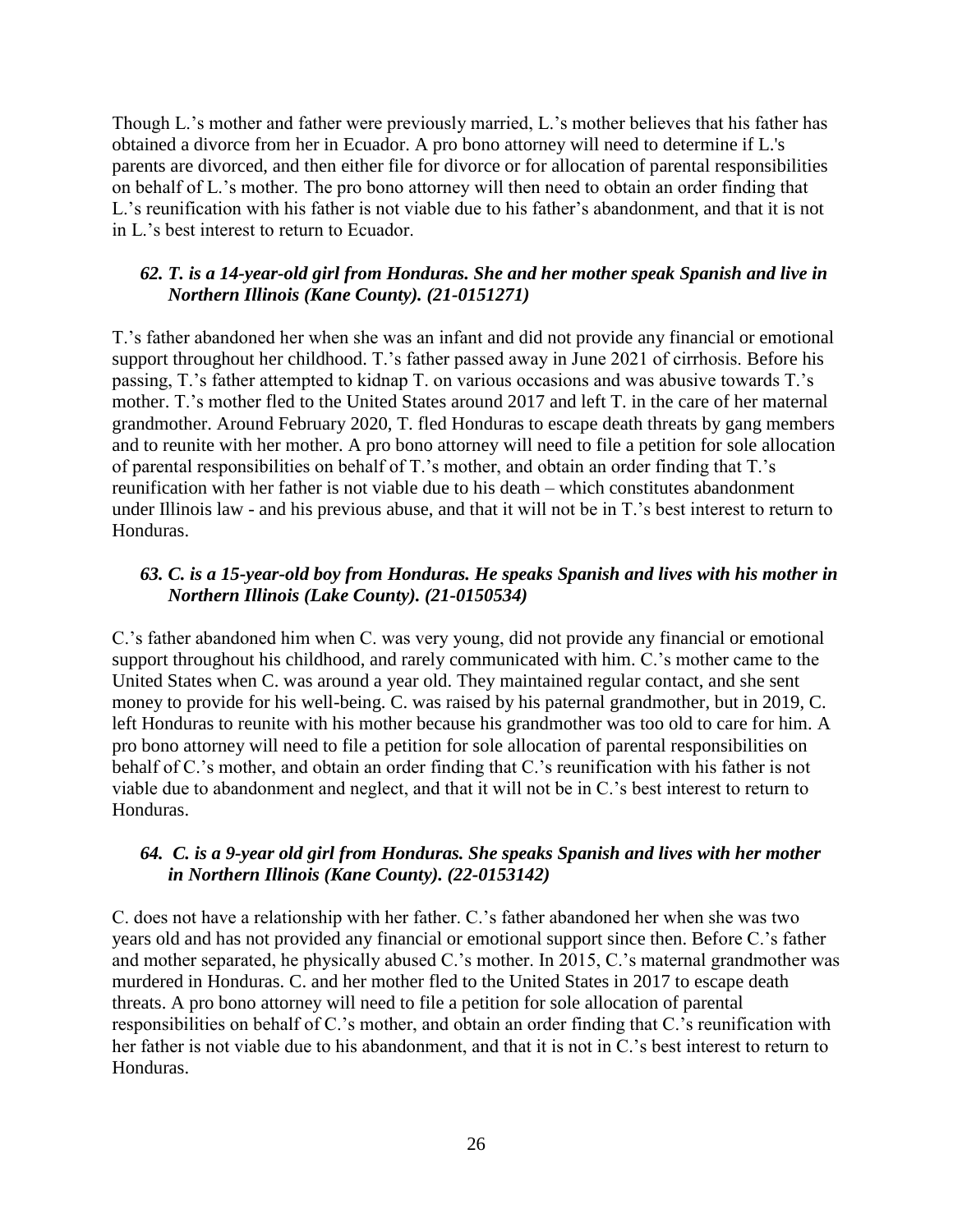Though L.'s mother and father were previously married, L.'s mother believes that his father has obtained a divorce from her in Ecuador. A pro bono attorney will need to determine if L.'s parents are divorced, and then either file for divorce or for allocation of parental responsibilities on behalf of L.'s mother. The pro bono attorney will then need to obtain an order finding that L.'s reunification with his father is not viable due to his father's abandonment, and that it is not in L.'s best interest to return to Ecuador.

### *62. T. is a 14-year-old girl from Honduras. She and her mother speak Spanish and live in Northern Illinois (Kane County). (21-0151271)*

T.'s father abandoned her when she was an infant and did not provide any financial or emotional support throughout her childhood. T.'s father passed away in June 2021 of cirrhosis. Before his passing, T.'s father attempted to kidnap T. on various occasions and was abusive towards T.'s mother. T.'s mother fled to the United States around 2017 and left T. in the care of her maternal grandmother. Around February 2020, T. fled Honduras to escape death threats by gang members and to reunite with her mother. A pro bono attorney will need to file a petition for sole allocation of parental responsibilities on behalf of T.'s mother, and obtain an order finding that T.'s reunification with her father is not viable due to his death – which constitutes abandonment under Illinois law - and his previous abuse, and that it will not be in T.'s best interest to return to Honduras.

### *63. C. is a 15-year-old boy from Honduras. He speaks Spanish and lives with his mother in Northern Illinois (Lake County). (21-0150534)*

C.'s father abandoned him when C. was very young, did not provide any financial or emotional support throughout his childhood, and rarely communicated with him. C.'s mother came to the United States when C. was around a year old. They maintained regular contact, and she sent money to provide for his well-being. C. was raised by his paternal grandmother, but in 2019, C. left Honduras to reunite with his mother because his grandmother was too old to care for him. A pro bono attorney will need to file a petition for sole allocation of parental responsibilities on behalf of C.'s mother, and obtain an order finding that C.'s reunification with his father is not viable due to abandonment and neglect, and that it will not be in C.'s best interest to return to Honduras.

### *64. C. is a 9-year old girl from Honduras. She speaks Spanish and lives with her mother in Northern Illinois (Kane County). (22-0153142)*

C. does not have a relationship with her father. C.'s father abandoned her when she was two years old and has not provided any financial or emotional support since then. Before C.'s father and mother separated, he physically abused C.'s mother. In 2015, C.'s maternal grandmother was murdered in Honduras. C. and her mother fled to the United States in 2017 to escape death threats. A pro bono attorney will need to file a petition for sole allocation of parental responsibilities on behalf of C.'s mother, and obtain an order finding that C.'s reunification with her father is not viable due to his abandonment, and that it is not in C.'s best interest to return to Honduras.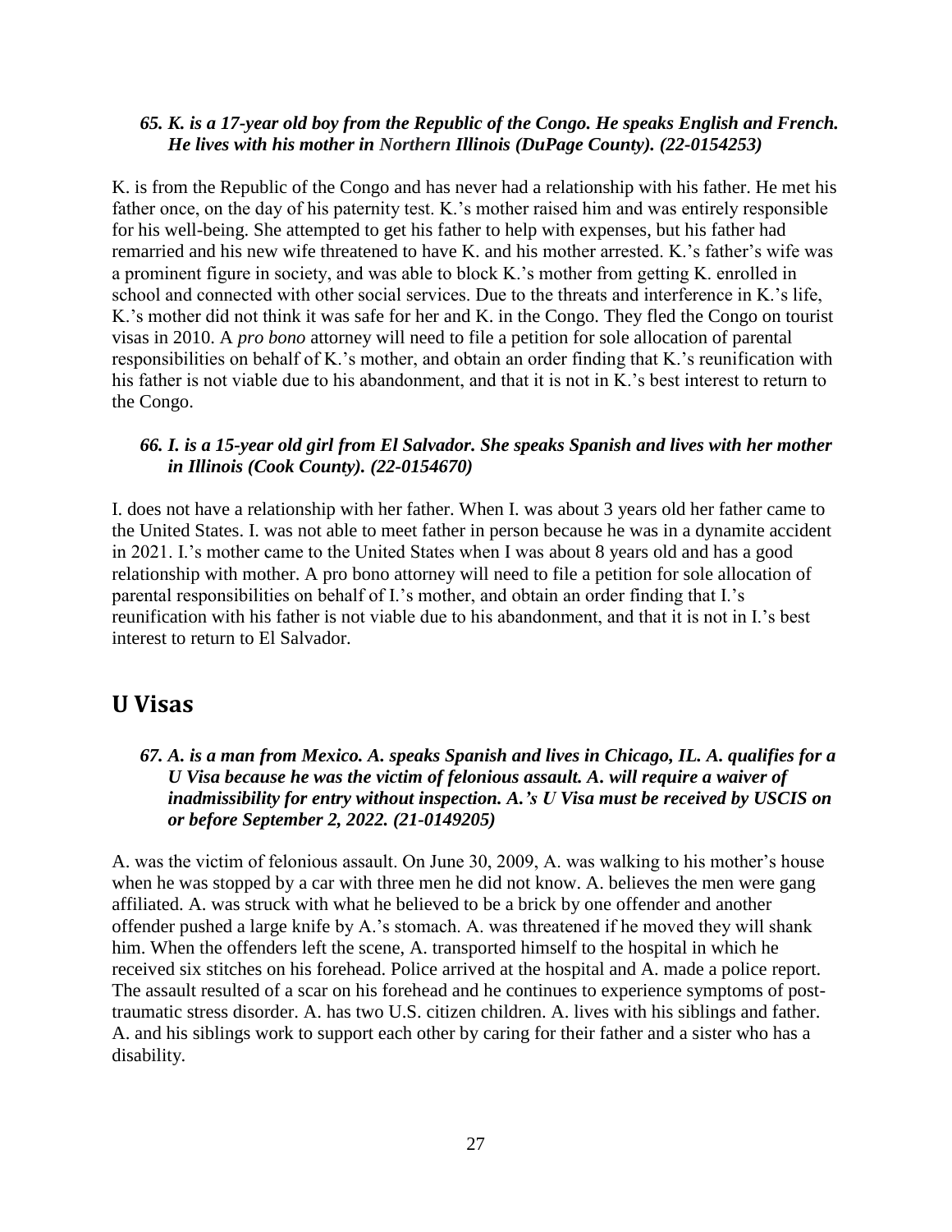### *65. K. is a 17-year old boy from the Republic of the Congo. He speaks English and French. He lives with his mother in Northern Illinois (DuPage County). (22-0154253)*

K. is from the Republic of the Congo and has never had a relationship with his father. He met his father once, on the day of his paternity test. K.'s mother raised him and was entirely responsible for his well-being. She attempted to get his father to help with expenses, but his father had remarried and his new wife threatened to have K. and his mother arrested. K.'s father's wife was a prominent figure in society, and was able to block K.'s mother from getting K. enrolled in school and connected with other social services. Due to the threats and interference in K.'s life, K.'s mother did not think it was safe for her and K. in the Congo. They fled the Congo on tourist visas in 2010. A *pro bono* attorney will need to file a petition for sole allocation of parental responsibilities on behalf of K.'s mother, and obtain an order finding that K.'s reunification with his father is not viable due to his abandonment, and that it is not in K.'s best interest to return to the Congo.

### *66. I. is a 15-year old girl from El Salvador. She speaks Spanish and lives with her mother in Illinois (Cook County). (22-0154670)*

I. does not have a relationship with her father. When I. was about 3 years old her father came to the United States. I. was not able to meet father in person because he was in a dynamite accident in 2021. I.'s mother came to the United States when I was about 8 years old and has a good relationship with mother. A pro bono attorney will need to file a petition for sole allocation of parental responsibilities on behalf of I.'s mother, and obtain an order finding that I.'s reunification with his father is not viable due to his abandonment, and that it is not in I.'s best interest to return to El Salvador.

## U Visas

### *67. A. is a man from Mexico. A. speaks Spanish and lives in Chicago, IL. A. qualifies for a U Visa because he was the victim of felonious assault. A. will require a waiver of inadmissibility for entry without inspection. A.'s U Visa must be received by USCIS on or before September 2, 2022. (21-0149205)*

A. was the victim of felonious assault. On June 30, 2009, A. was walking to his mother's house when he was stopped by a car with three men he did not know. A. believes the men were gang affiliated. A. was struck with what he believed to be a brick by one offender and another offender pushed a large knife by A.'s stomach. A. was threatened if he moved they will shank him. When the offenders left the scene, A. transported himself to the hospital in which he received six stitches on his forehead. Police arrived at the hospital and A. made a police report. The assault resulted of a scar on his forehead and he continues to experience symptoms of post-traumatic stress disorder. A. has two U.S. citizen children. A. lives with his siblings and father. A. and his siblings work to support each other by caring for their father and a sister who has a disability.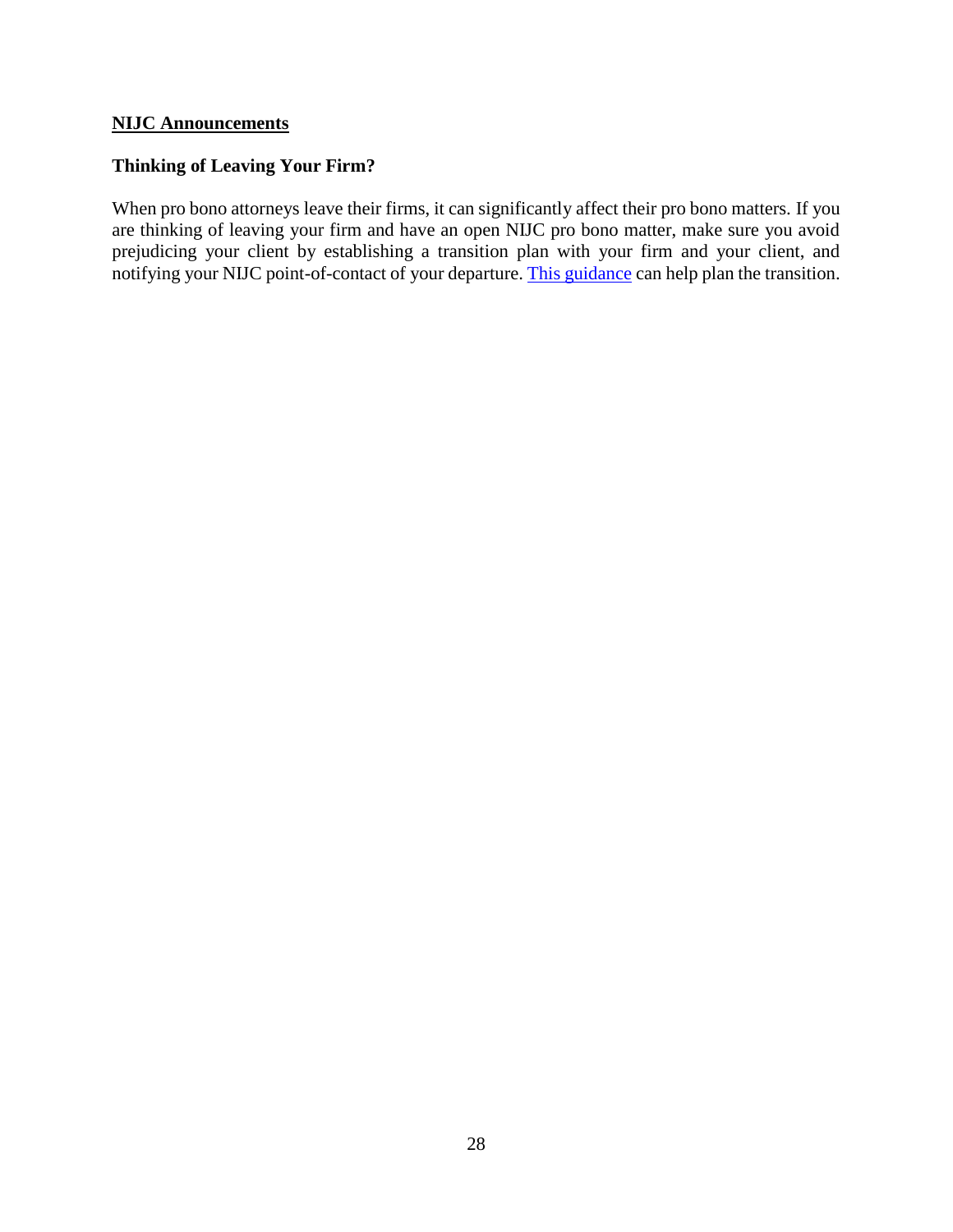## NIJC Announcements

### Thinking of Leaving Your Firm?

When pro bono attorneys leave their firms, it can significantly affect their pro bono matters. If you are thinking of leaving your firm and have an open NIJC pro bono matter, make sure you avoid prejudicing your client by establishing a transition plan with your firm and your client, and notifying your NIJC point-of-contact of your departure. This guidance can help plan the transition.